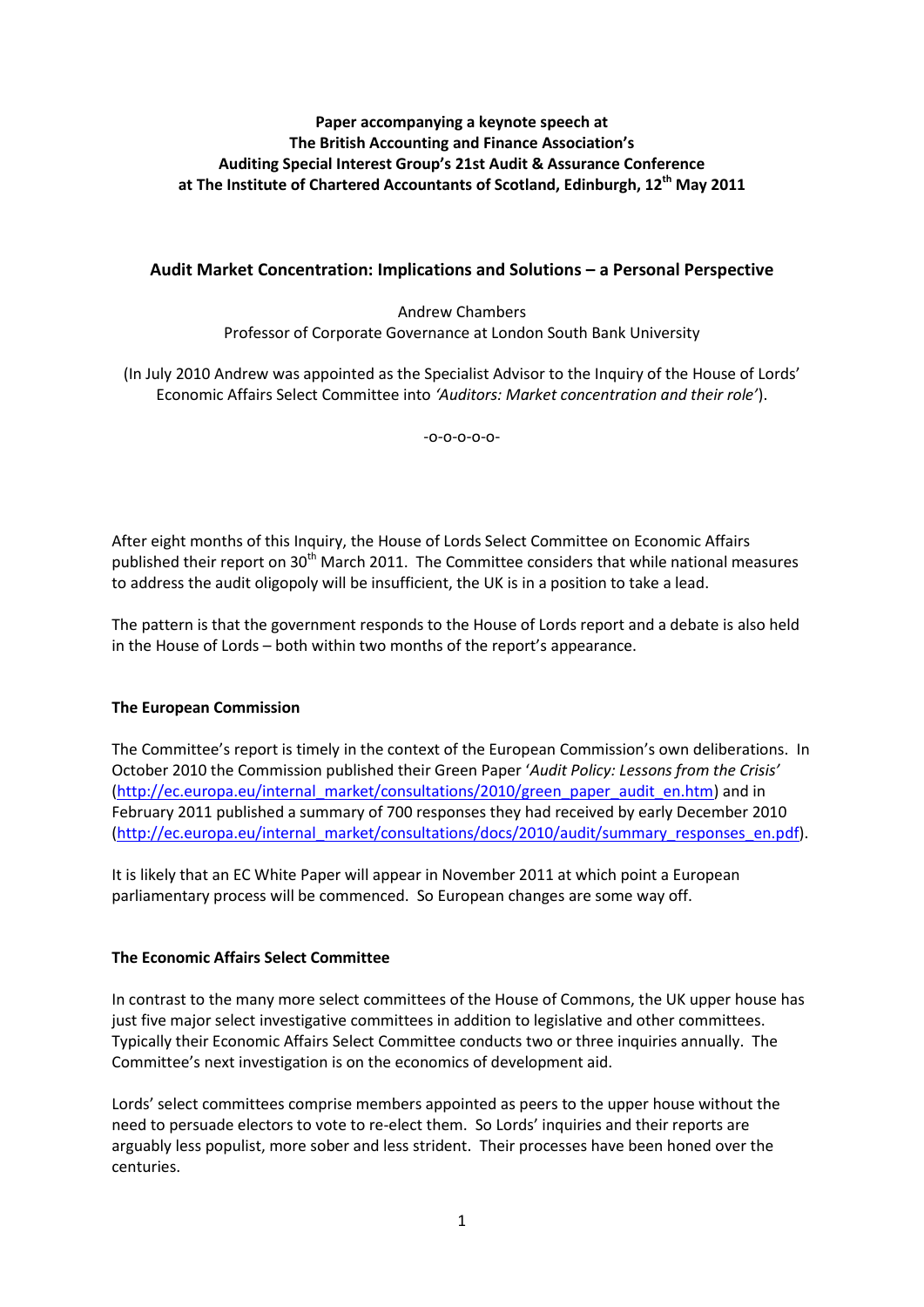**Paper accompanying a keynote speech at**
**The British Accounting and Finance Association's**
**Auditing Special Interest Group's 21st Audit & Assurance Conference**
**at The Institute of Chartered Accountants of Scotland, Edinburgh, 12th May 2011**

# Audit Market Concentration: Implications and Solutions – a Personal Perspective

Andrew Chambers
Professor of Corporate Governance at London South Bank University

(In July 2010 Andrew was appointed as the Specialist Advisor to the Inquiry of the House of Lords' Economic Affairs Select Committee into *'Auditors: Market concentration and their role'*).

-o-o-o-o-o-

After eight months of this Inquiry, the House of Lords Select Committee on Economic Affairs published their report on 30th March 2011. The Committee considers that while national measures to address the audit oligopoly will be insufficient, the UK is in a position to take a lead.

The pattern is that the government responds to the House of Lords report and a debate is also held in the House of Lords – both within two months of the report's appearance.

## The European Commission

The Committee's report is timely in the context of the European Commission's own deliberations. In October 2010 the Commission published their Green Paper '*Audit Policy: Lessons from the Crisis*' (http://ec.europa.eu/internal_market/consultations/2010/green_paper_audit_en.htm) and in February 2011 published a summary of 700 responses they had received by early December 2010 (http://ec.europa.eu/internal_market/consultations/docs/2010/audit/summary_responses_en.pdf).

It is likely that an EC White Paper will appear in November 2011 at which point a European parliamentary process will be commenced. So European changes are some way off.

## The Economic Affairs Select Committee

In contrast to the many more select committees of the House of Commons, the UK upper house has just five major select investigative committees in addition to legislative and other committees. Typically their Economic Affairs Select Committee conducts two or three inquiries annually. The Committee's next investigation is on the economics of development aid.

Lords' select committees comprise members appointed as peers to the upper house without the need to persuade electors to vote to re-elect them. So Lords' inquiries and their reports are arguably less populist, more sober and less strident. Their processes have been honed over the centuries.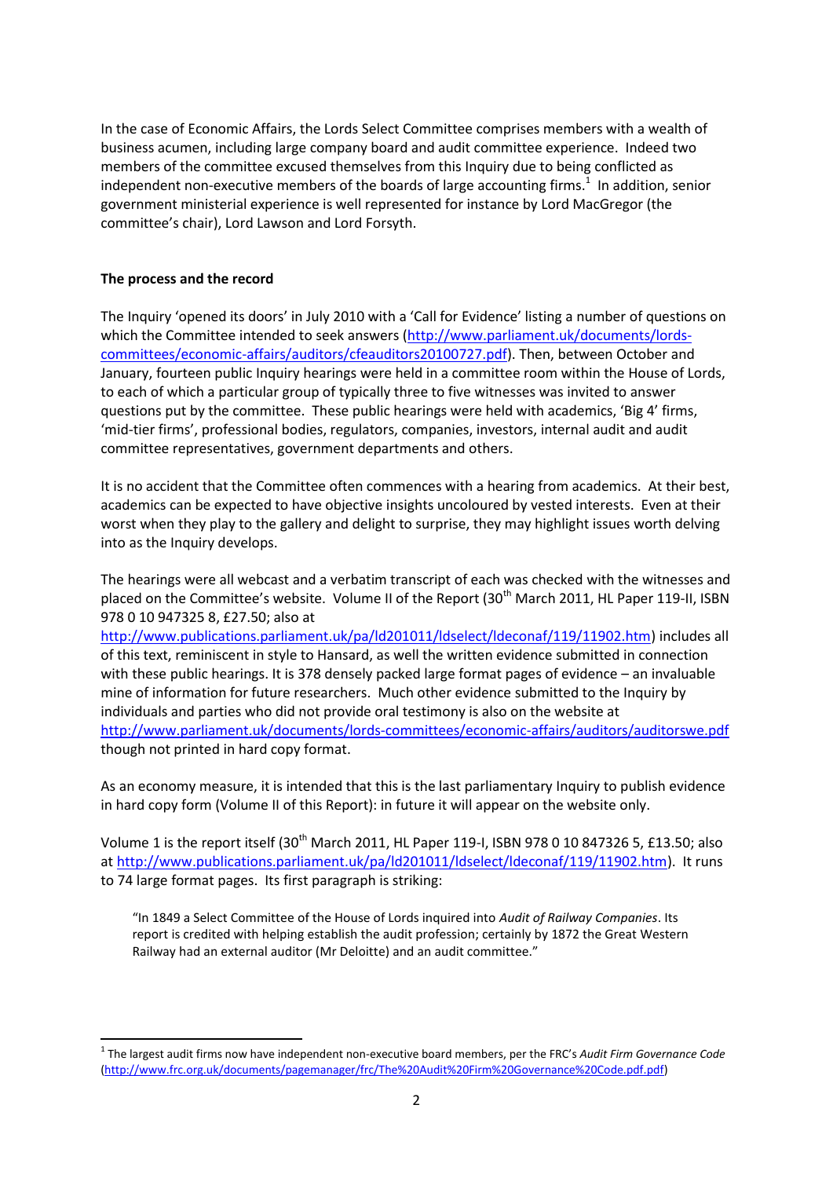In the case of Economic Affairs, the Lords Select Committee comprises members with a wealth of business acumen, including large company board and audit committee experience. Indeed two members of the committee excused themselves from this Inquiry due to being conflicted as independent non-executive members of the boards of large accounting firms.[1] In addition, senior government ministerial experience is well represented for instance by Lord MacGregor (the committee's chair), Lord Lawson and Lord Forsyth.

**The process and the record**

The Inquiry 'opened its doors' in July 2010 with a 'Call for Evidence' listing a number of questions on which the Committee intended to seek answers (http://www.parliament.uk/documents/lords-committees/economic-affairs/auditors/cfeauditors20100727.pdf). Then, between October and January, fourteen public Inquiry hearings were held in a committee room within the House of Lords, to each of which a particular group of typically three to five witnesses was invited to answer questions put by the committee. These public hearings were held with academics, 'Big 4' firms, 'mid-tier firms', professional bodies, regulators, companies, investors, internal audit and audit committee representatives, government departments and others.

It is no accident that the Committee often commences with a hearing from academics. At their best, academics can be expected to have objective insights uncoloured by vested interests. Even at their worst when they play to the gallery and delight to surprise, they may highlight issues worth delving into as the Inquiry develops.

The hearings were all webcast and a verbatim transcript of each was checked with the witnesses and placed on the Committee's website. Volume II of the Report (30th March 2011, HL Paper 119-II, ISBN 978 0 10 947325 8, £27.50; also at http://www.publications.parliament.uk/pa/ld201011/ldselect/ldeconaf/119/11902.htm) includes all of this text, reminiscent in style to Hansard, as well the written evidence submitted in connection with these public hearings. It is 378 densely packed large format pages of evidence – an invaluable mine of information for future researchers. Much other evidence submitted to the Inquiry by individuals and parties who did not provide oral testimony is also on the website at http://www.parliament.uk/documents/lords-committees/economic-affairs/auditors/auditorswe.pdf though not printed in hard copy format.

As an economy measure, it is intended that this is the last parliamentary Inquiry to publish evidence in hard copy form (Volume II of this Report): in future it will appear on the website only.

Volume 1 is the report itself (30th March 2011, HL Paper 119-I, ISBN 978 0 10 847326 5, £13.50; also at http://www.publications.parliament.uk/pa/ld201011/ldselect/ldeconaf/119/11902.htm). It runs to 74 large format pages. Its first paragraph is striking:

> "In 1849 a Select Committee of the House of Lords inquired into *Audit of Railway Companies*. Its report is credited with helping establish the audit profession; certainly by 1872 the Great Western Railway had an external auditor (Mr Deloitte) and an audit committee."

---

[1] The largest audit firms now have independent non-executive board members, per the FRC's *Audit Firm Governance Code* (http://www.frc.org.uk/documents/pagemanager/frc/The%20Audit%20Firm%20Governance%20Code.pdf.pdf)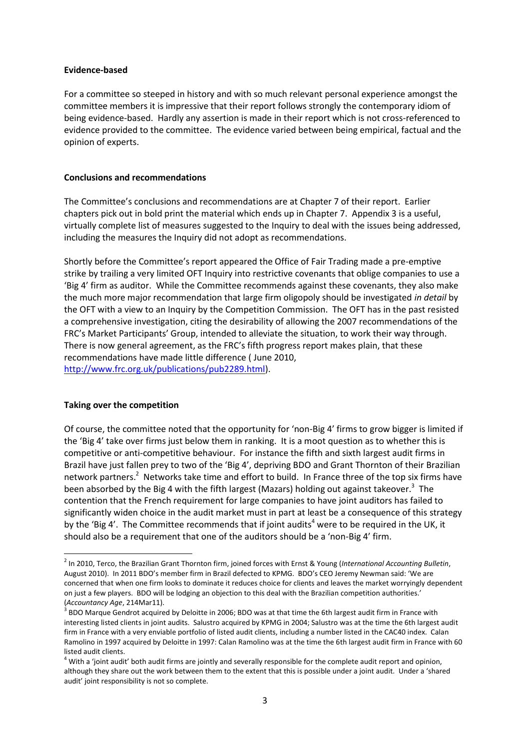**Evidence-based**

For a committee so steeped in history and with so much relevant personal experience amongst the committee members it is impressive that their report follows strongly the contemporary idiom of being evidence-based. Hardly any assertion is made in their report which is not cross-referenced to evidence provided to the committee. The evidence varied between being empirical, factual and the opinion of experts.

**Conclusions and recommendations**

The Committee's conclusions and recommendations are at Chapter 7 of their report. Earlier chapters pick out in bold print the material which ends up in Chapter 7. Appendix 3 is a useful, virtually complete list of measures suggested to the Inquiry to deal with the issues being addressed, including the measures the Inquiry did not adopt as recommendations.

Shortly before the Committee's report appeared the Office of Fair Trading made a pre-emptive strike by trailing a very limited OFT Inquiry into restrictive covenants that oblige companies to use a 'Big 4' firm as auditor. While the Committee recommends against these covenants, they also make the much more major recommendation that large firm oligopoly should be investigated *in detail* by the OFT with a view to an Inquiry by the Competition Commission. The OFT has in the past resisted a comprehensive investigation, citing the desirability of allowing the 2007 recommendations of the FRC's Market Participants' Group, intended to alleviate the situation, to work their way through. There is now general agreement, as the FRC's fifth progress report makes plain, that these recommendations have made little difference ( June 2010, http://www.frc.org.uk/publications/pub2289.html).

**Taking over the competition**

Of course, the committee noted that the opportunity for 'non-Big 4' firms to grow bigger is limited if the 'Big 4' take over firms just below them in ranking. It is a moot question as to whether this is competitive or anti-competitive behaviour. For instance the fifth and sixth largest audit firms in Brazil have just fallen prey to two of the 'Big 4', depriving BDO and Grant Thornton of their Brazilian network partners.[2] Networks take time and effort to build. In France three of the top six firms have been absorbed by the Big 4 with the fifth largest (Mazars) holding out against takeover.[3] The contention that the French requirement for large companies to have joint auditors has failed to significantly widen choice in the audit market must in part at least be a consequence of this strategy by the 'Big 4'. The Committee recommends that if joint audits[4] were to be required in the UK, it should also be a requirement that one of the auditors should be a 'non-Big 4' firm.

---

[2] In 2010, Terco, the Brazilian Grant Thornton firm, joined forces with Ernst & Young (*International Accounting Bulletin*, August 2010). In 2011 BDO's member firm in Brazil defected to KPMG. BDO's CEO Jeremy Newman said: 'We are concerned that when one firm looks to dominate it reduces choice for clients and leaves the market worryingly dependent on just a few players. BDO will be lodging an objection to this deal with the Brazilian competition authorities.' (*Accountancy Age*, 214Mar11).

[3] BDO Marque Gendrot acquired by Deloitte in 2006; BDO was at that time the 6th largest audit firm in France with interesting listed clients in joint audits. Salustro acquired by KPMG in 2004; Salustro was at the time the 6th largest audit firm in France with a very enviable portfolio of listed audit clients, including a number listed in the CAC40 index. Calan Ramolino in 1997 acquired by Deloitte in 1997: Calan Ramolino was at the time the 6th largest audit firm in France with 60 listed audit clients.

[4] With a 'joint audit' both audit firms are jointly and severally responsible for the complete audit report and opinion, although they share out the work between them to the extent that this is possible under a joint audit. Under a 'shared audit' joint responsibility is not so complete.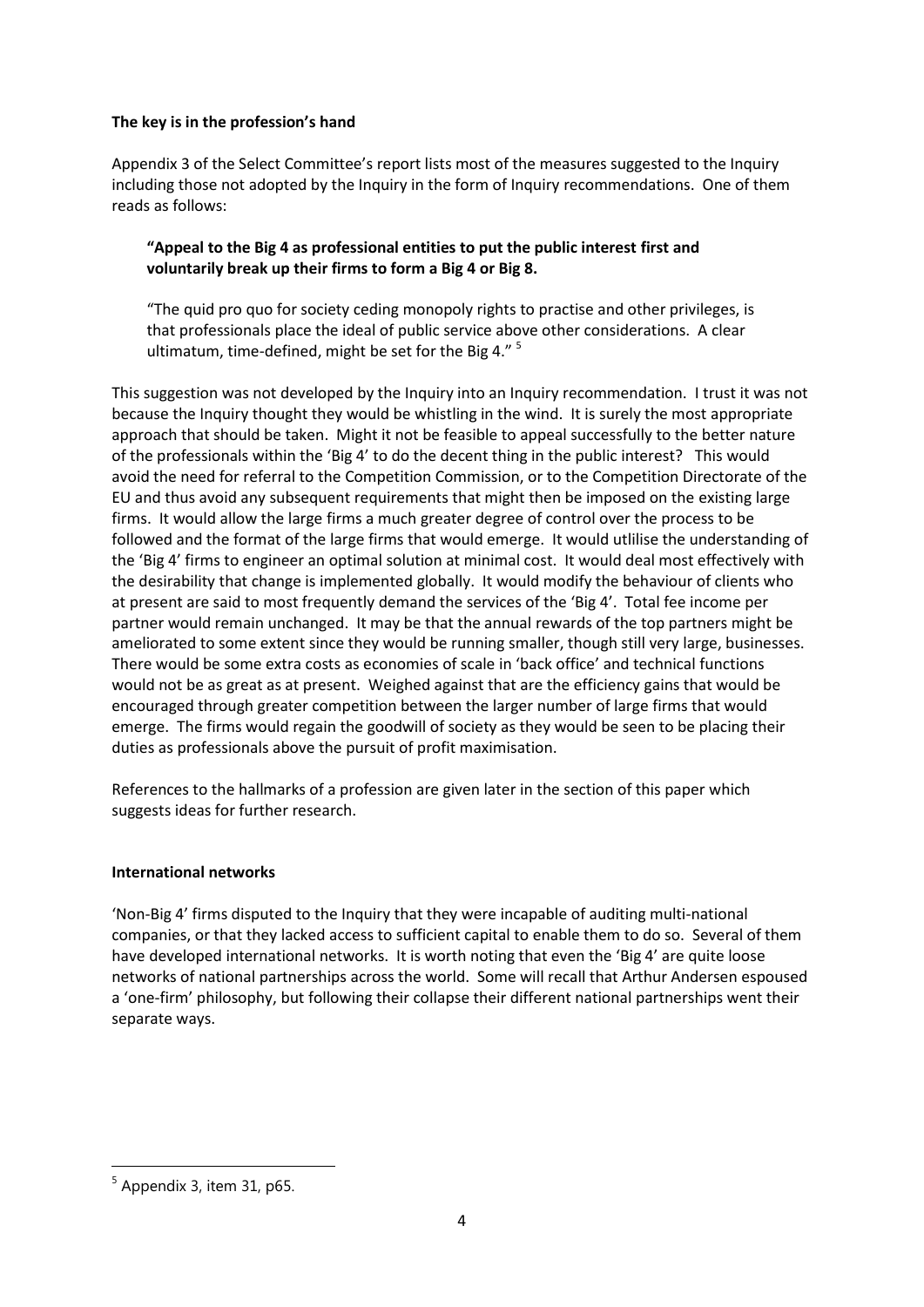**The key is in the profession's hand**

Appendix 3 of the Select Committee's report lists most of the measures suggested to the Inquiry including those not adopted by the Inquiry in the form of Inquiry recommendations. One of them reads as follows:

> **"Appeal to the Big 4 as professional entities to put the public interest first and voluntarily break up their firms to form a Big 4 or Big 8.**
>
> "The quid pro quo for society ceding monopoly rights to practise and other privileges, is that professionals place the ideal of public service above other considerations. A clear ultimatum, time-defined, might be set for the Big 4." [5]

This suggestion was not developed by the Inquiry into an Inquiry recommendation. I trust it was not because the Inquiry thought they would be whistling in the wind. It is surely the most appropriate approach that should be taken. Might it not be feasible to appeal successfully to the better nature of the professionals within the 'Big 4' to do the decent thing in the public interest? This would avoid the need for referral to the Competition Commission, or to the Competition Directorate of the EU and thus avoid any subsequent requirements that might then be imposed on the existing large firms. It would allow the large firms a much greater degree of control over the process to be followed and the format of the large firms that would emerge. It would utlilise the understanding of the 'Big 4' firms to engineer an optimal solution at minimal cost. It would deal most effectively with the desirability that change is implemented globally. It would modify the behaviour of clients who at present are said to most frequently demand the services of the 'Big 4'. Total fee income per partner would remain unchanged. It may be that the annual rewards of the top partners might be ameliorated to some extent since they would be running smaller, though still very large, businesses. There would be some extra costs as economies of scale in 'back office' and technical functions would not be as great as at present. Weighed against that are the efficiency gains that would be encouraged through greater competition between the larger number of large firms that would emerge. The firms would regain the goodwill of society as they would be seen to be placing their duties as professionals above the pursuit of profit maximisation.

References to the hallmarks of a profession are given later in the section of this paper which suggests ideas for further research.

**International networks**

'Non-Big 4' firms disputed to the Inquiry that they were incapable of auditing multi-national companies, or that they lacked access to sufficient capital to enable them to do so. Several of them have developed international networks. It is worth noting that even the 'Big 4' are quite loose networks of national partnerships across the world. Some will recall that Arthur Andersen espoused a 'one-firm' philosophy, but following their collapse their different national partnerships went their separate ways.

---

[5] Appendix 3, item 31, p65.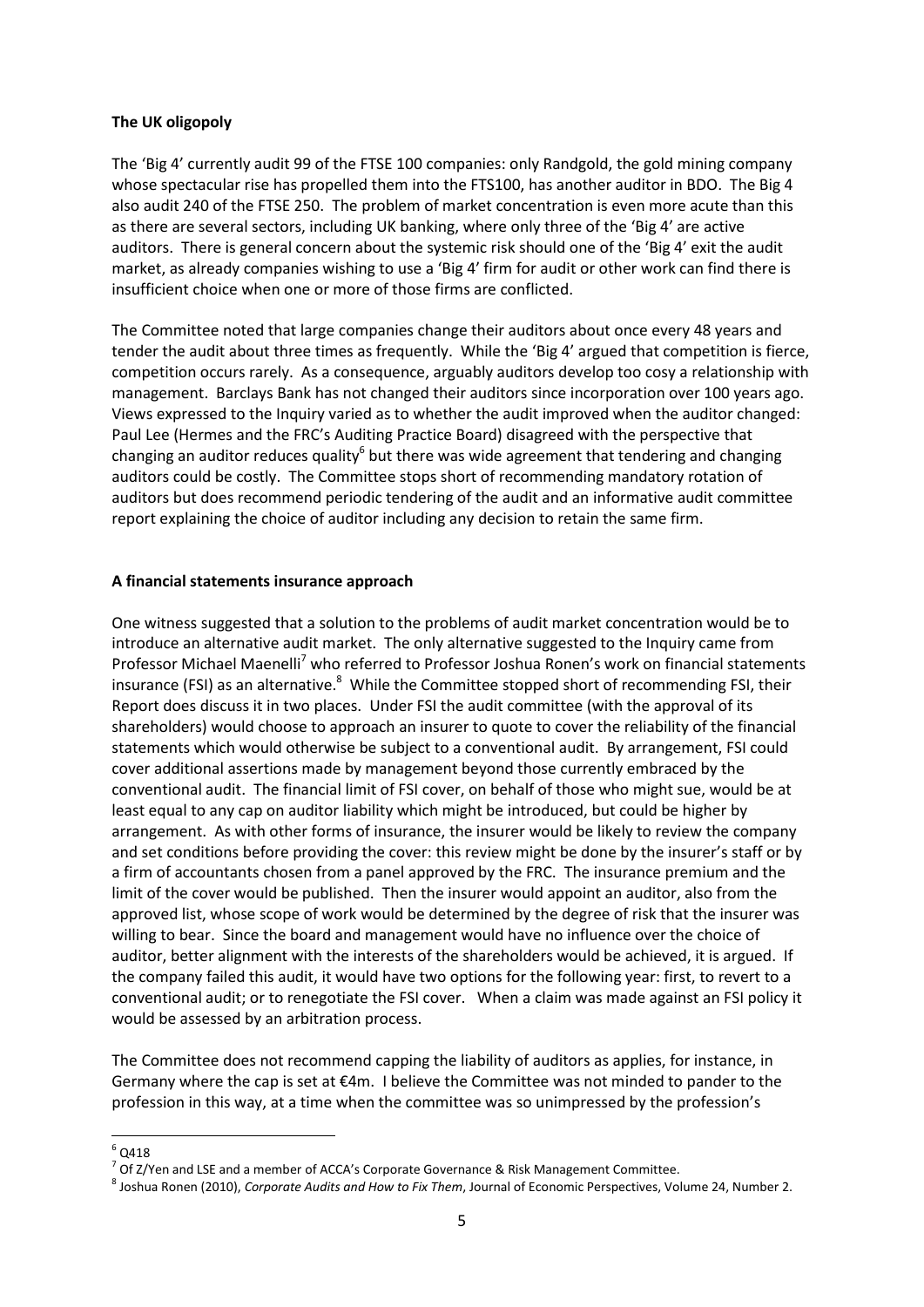**The UK oligopoly**

The 'Big 4' currently audit 99 of the FTSE 100 companies: only Randgold, the gold mining company whose spectacular rise has propelled them into the FTS100, has another auditor in BDO. The Big 4 also audit 240 of the FTSE 250. The problem of market concentration is even more acute than this as there are several sectors, including UK banking, where only three of the 'Big 4' are active auditors. There is general concern about the systemic risk should one of the 'Big 4' exit the audit market, as already companies wishing to use a 'Big 4' firm for audit or other work can find there is insufficient choice when one or more of those firms are conflicted.

The Committee noted that large companies change their auditors about once every 48 years and tender the audit about three times as frequently. While the 'Big 4' argued that competition is fierce, competition occurs rarely. As a consequence, arguably auditors develop too cosy a relationship with management. Barclays Bank has not changed their auditors since incorporation over 100 years ago. Views expressed to the Inquiry varied as to whether the audit improved when the auditor changed: Paul Lee (Hermes and the FRC's Auditing Practice Board) disagreed with the perspective that changing an auditor reduces quality[6] but there was wide agreement that tendering and changing auditors could be costly. The Committee stops short of recommending mandatory rotation of auditors but does recommend periodic tendering of the audit and an informative audit committee report explaining the choice of auditor including any decision to retain the same firm.

**A financial statements insurance approach**

One witness suggested that a solution to the problems of audit market concentration would be to introduce an alternative audit market. The only alternative suggested to the Inquiry came from Professor Michael Maenelli[7] who referred to Professor Joshua Ronen's work on financial statements insurance (FSI) as an alternative.[8] While the Committee stopped short of recommending FSI, their Report does discuss it in two places. Under FSI the audit committee (with the approval of its shareholders) would choose to approach an insurer to quote to cover the reliability of the financial statements which would otherwise be subject to a conventional audit. By arrangement, FSI could cover additional assertions made by management beyond those currently embraced by the conventional audit. The financial limit of FSI cover, on behalf of those who might sue, would be at least equal to any cap on auditor liability which might be introduced, but could be higher by arrangement. As with other forms of insurance, the insurer would be likely to review the company and set conditions before providing the cover: this review might be done by the insurer's staff or by a firm of accountants chosen from a panel approved by the FRC. The insurance premium and the limit of the cover would be published. Then the insurer would appoint an auditor, also from the approved list, whose scope of work would be determined by the degree of risk that the insurer was willing to bear. Since the board and management would have no influence over the choice of auditor, better alignment with the interests of the shareholders would be achieved, it is argued. If the company failed this audit, it would have two options for the following year: first, to revert to a conventional audit; or to renegotiate the FSI cover. When a claim was made against an FSI policy it would be assessed by an arbitration process.

The Committee does not recommend capping the liability of auditors as applies, for instance, in Germany where the cap is set at €4m. I believe the Committee was not minded to pander to the profession in this way, at a time when the committee was so unimpressed by the profession's

---

[6] Q418

[7] Of Z/Yen and LSE and a member of ACCA's Corporate Governance & Risk Management Committee.

[8] Joshua Ronen (2010), *Corporate Audits and How to Fix Them*, Journal of Economic Perspectives, Volume 24, Number 2.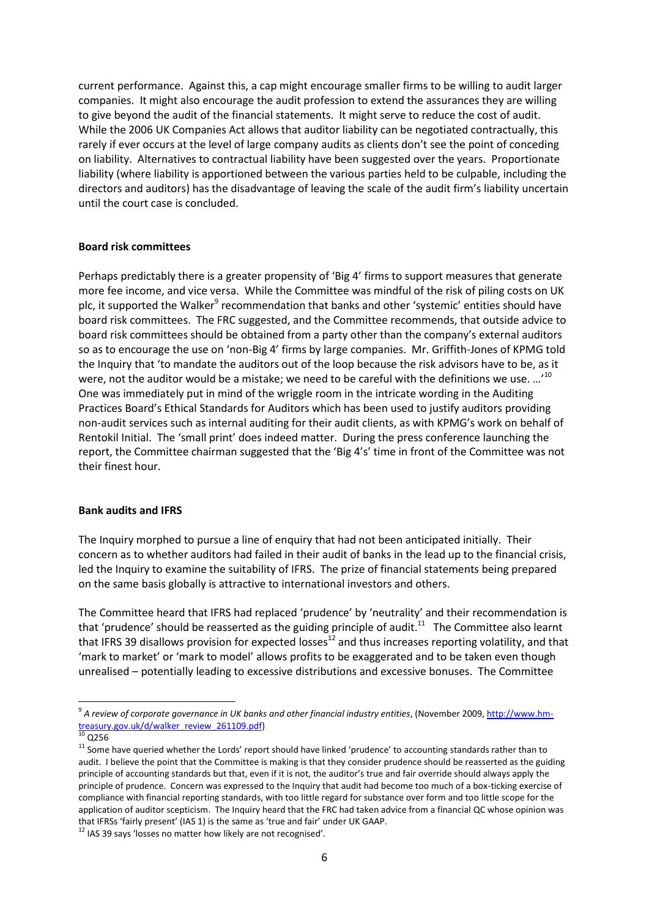current performance. Against this, a cap might encourage smaller firms to be willing to audit larger companies. It might also encourage the audit profession to extend the assurances they are willing to give beyond the audit of the financial statements. It might serve to reduce the cost of audit. While the 2006 UK Companies Act allows that auditor liability can be negotiated contractually, this rarely if ever occurs at the level of large company audits as clients don't see the point of conceding on liability. Alternatives to contractual liability have been suggested over the years. Proportionate liability (where liability is apportioned between the various parties held to be culpable, including the directors and auditors) has the disadvantage of leaving the scale of the audit firm's liability uncertain until the court case is concluded.

**Board risk committees**

Perhaps predictably there is a greater propensity of 'Big 4' firms to support measures that generate more fee income, and vice versa. While the Committee was mindful of the risk of piling costs on UK plc, it supported the Walker[9] recommendation that banks and other 'systemic' entities should have board risk committees. The FRC suggested, and the Committee recommends, that outside advice to board risk committees should be obtained from a party other than the company's external auditors so as to encourage the use on 'non-Big 4' firms by large companies. Mr. Griffith-Jones of KPMG told the Inquiry that 'to mandate the auditors out of the loop because the risk advisors have to be, as it were, not the auditor would be a mistake; we need to be careful with the definitions we use. …'[10] One was immediately put in mind of the wriggle room in the intricate wording in the Auditing Practices Board's Ethical Standards for Auditors which has been used to justify auditors providing non-audit services such as internal auditing for their audit clients, as with KPMG's work on behalf of Rentokil Initial. The 'small print' does indeed matter. During the press conference launching the report, the Committee chairman suggested that the 'Big 4's' time in front of the Committee was not their finest hour.

**Bank audits and IFRS**

The Inquiry morphed to pursue a line of enquiry that had not been anticipated initially. Their concern as to whether auditors had failed in their audit of banks in the lead up to the financial crisis, led the Inquiry to examine the suitability of IFRS. The prize of financial statements being prepared on the same basis globally is attractive to international investors and others.

The Committee heard that IFRS had replaced 'prudence' by 'neutrality' and their recommendation is that 'prudence' should be reasserted as the guiding principle of audit.[11] The Committee also learnt that IFRS 39 disallows provision for expected losses[12] and thus increases reporting volatility, and that 'mark to market' or 'mark to model' allows profits to be exaggerated and to be taken even though unrealised – potentially leading to excessive distributions and excessive bonuses. The Committee

---

[9] *A review of corporate governance in UK banks and other financial industry entities*, (November 2009, http://www.hm-treasury.gov.uk/d/walker_review_261109.pdf)

[10] Q256

[11] Some have queried whether the Lords' report should have linked 'prudence' to accounting standards rather than to audit. I believe the point that the Committee is making is that they consider prudence should be reasserted as the guiding principle of accounting standards but that, even if it is not, the auditor's true and fair override should always apply the principle of prudence. Concern was expressed to the Inquiry that audit had become too much of a box-ticking exercise of compliance with financial reporting standards, with too little regard for substance over form and too little scope for the application of auditor scepticism. The Inquiry heard that the FRC had taken advice from a financial QC whose opinion was that IFRSs 'fairly present' (IAS 1) is the same as 'true and fair' under UK GAAP.

[12] IAS 39 says 'losses no matter how likely are not recognised'.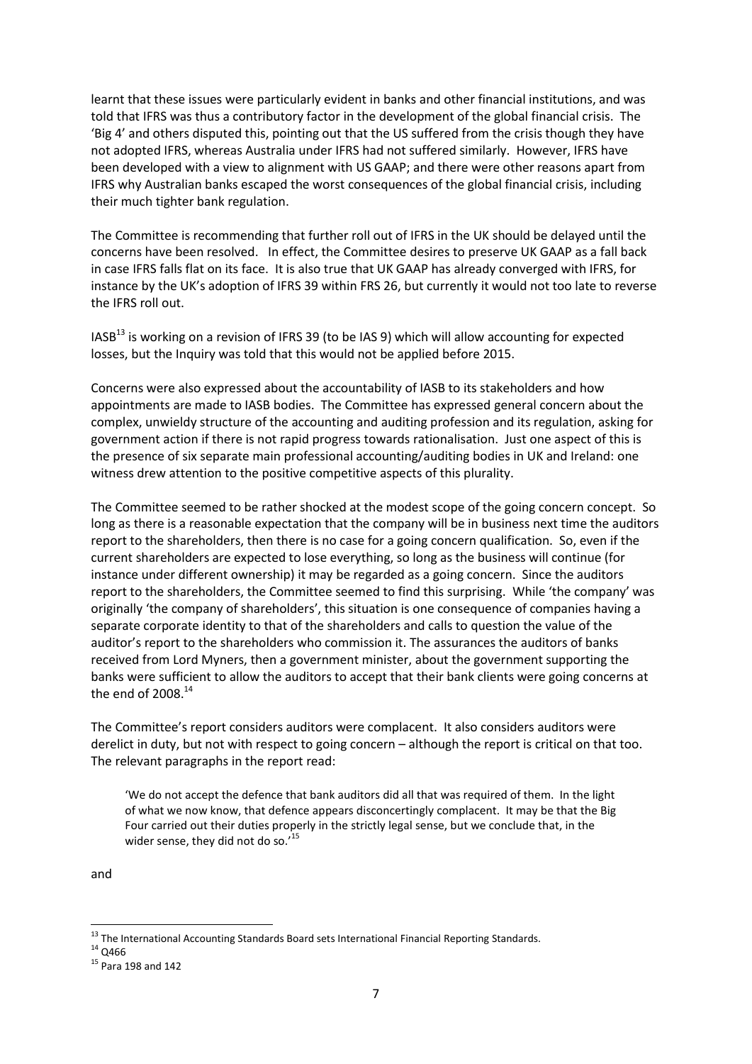learnt that these issues were particularly evident in banks and other financial institutions, and was told that IFRS was thus a contributory factor in the development of the global financial crisis. The 'Big 4' and others disputed this, pointing out that the US suffered from the crisis though they have not adopted IFRS, whereas Australia under IFRS had not suffered similarly. However, IFRS have been developed with a view to alignment with US GAAP; and there were other reasons apart from IFRS why Australian banks escaped the worst consequences of the global financial crisis, including their much tighter bank regulation.

The Committee is recommending that further roll out of IFRS in the UK should be delayed until the concerns have been resolved. In effect, the Committee desires to preserve UK GAAP as a fall back in case IFRS falls flat on its face. It is also true that UK GAAP has already converged with IFRS, for instance by the UK's adoption of IFRS 39 within FRS 26, but currently it would not too late to reverse the IFRS roll out.

IASB[13] is working on a revision of IFRS 39 (to be IAS 9) which will allow accounting for expected losses, but the Inquiry was told that this would not be applied before 2015.

Concerns were also expressed about the accountability of IASB to its stakeholders and how appointments are made to IASB bodies. The Committee has expressed general concern about the complex, unwieldy structure of the accounting and auditing profession and its regulation, asking for government action if there is not rapid progress towards rationalisation. Just one aspect of this is the presence of six separate main professional accounting/auditing bodies in UK and Ireland: one witness drew attention to the positive competitive aspects of this plurality.

The Committee seemed to be rather shocked at the modest scope of the going concern concept. So long as there is a reasonable expectation that the company will be in business next time the auditors report to the shareholders, then there is no case for a going concern qualification. So, even if the current shareholders are expected to lose everything, so long as the business will continue (for instance under different ownership) it may be regarded as a going concern. Since the auditors report to the shareholders, the Committee seemed to find this surprising. While 'the company' was originally 'the company of shareholders', this situation is one consequence of companies having a separate corporate identity to that of the shareholders and calls to question the value of the auditor's report to the shareholders who commission it. The assurances the auditors of banks received from Lord Myners, then a government minister, about the government supporting the banks were sufficient to allow the auditors to accept that their bank clients were going concerns at the end of 2008.[14]

The Committee's report considers auditors were complacent. It also considers auditors were derelict in duty, but not with respect to going concern – although the report is critical on that too. The relevant paragraphs in the report read:

> 'We do not accept the defence that bank auditors did all that was required of them. In the light of what we now know, that defence appears disconcertingly complacent. It may be that the Big Four carried out their duties properly in the strictly legal sense, but we conclude that, in the wider sense, they did not do so.'[15]

and

---

[13] The International Accounting Standards Board sets International Financial Reporting Standards.

[14] Q466

[15] Para 198 and 142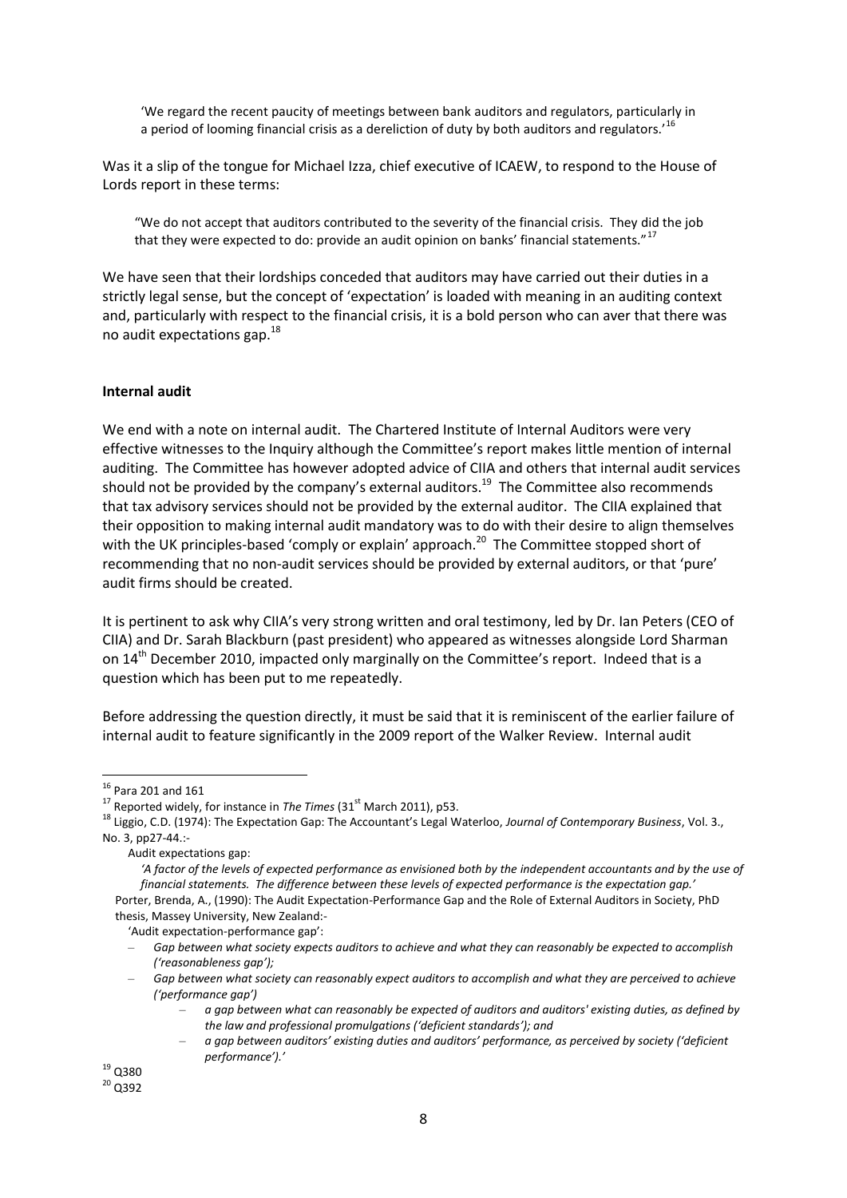> 'We regard the recent paucity of meetings between bank auditors and regulators, particularly in a period of looming financial crisis as a dereliction of duty by both auditors and regulators.'[16]

Was it a slip of the tongue for Michael Izza, chief executive of ICAEW, to respond to the House of Lords report in these terms:

> "We do not accept that auditors contributed to the severity of the financial crisis. They did the job that they were expected to do: provide an audit opinion on banks' financial statements."[17]

We have seen that their lordships conceded that auditors may have carried out their duties in a strictly legal sense, but the concept of 'expectation' is loaded with meaning in an auditing context and, particularly with respect to the financial crisis, it is a bold person who can aver that there was no audit expectations gap.[18]

**Internal audit**

We end with a note on internal audit. The Chartered Institute of Internal Auditors were very effective witnesses to the Inquiry although the Committee's report makes little mention of internal auditing. The Committee has however adopted advice of CIIA and others that internal audit services should not be provided by the company's external auditors.[19] The Committee also recommends that tax advisory services should not be provided by the external auditor. The CIIA explained that their opposition to making internal audit mandatory was to do with their desire to align themselves with the UK principles-based 'comply or explain' approach.[20] The Committee stopped short of recommending that no non-audit services should be provided by external auditors, or that 'pure' audit firms should be created.

It is pertinent to ask why CIIA's very strong written and oral testimony, led by Dr. Ian Peters (CEO of CIIA) and Dr. Sarah Blackburn (past president) who appeared as witnesses alongside Lord Sharman on 14th December 2010, impacted only marginally on the Committee's report. Indeed that is a question which has been put to me repeatedly.

Before addressing the question directly, it must be said that it is reminiscent of the earlier failure of internal audit to feature significantly in the 2009 report of the Walker Review. Internal audit

---

[16] Para 201 and 161

[17] Reported widely, for instance in *The Times* (31st March 2011), p53.

[18] Liggio, C.D. (1974): The Expectation Gap: The Accountant's Legal Waterloo, *Journal of Contemporary Business*, Vol. 3., No. 3, pp27-44.:-

Audit expectations gap:

*'A factor of the levels of expected performance as envisioned both by the independent accountants and by the use of financial statements. The difference between these levels of expected performance is the expectation gap.'*

Porter, Brenda, A., (1990): The Audit Expectation-Performance Gap and the Role of External Auditors in Society, PhD thesis, Massey University, New Zealand:-

'Audit expectation-performance gap':

- *Gap between what society expects auditors to achieve and what they can reasonably be expected to accomplish ('reasonableness gap');*
- *Gap between what society can reasonably expect auditors to accomplish and what they are perceived to achieve ('performance gap')*
  - *a gap between what can reasonably be expected of auditors and auditors' existing duties, as defined by the law and professional promulgations ('deficient standards'); and*
  - *a gap between auditors' existing duties and auditors' performance, as perceived by society ('deficient performance').'*

[19] Q380

[20] Q392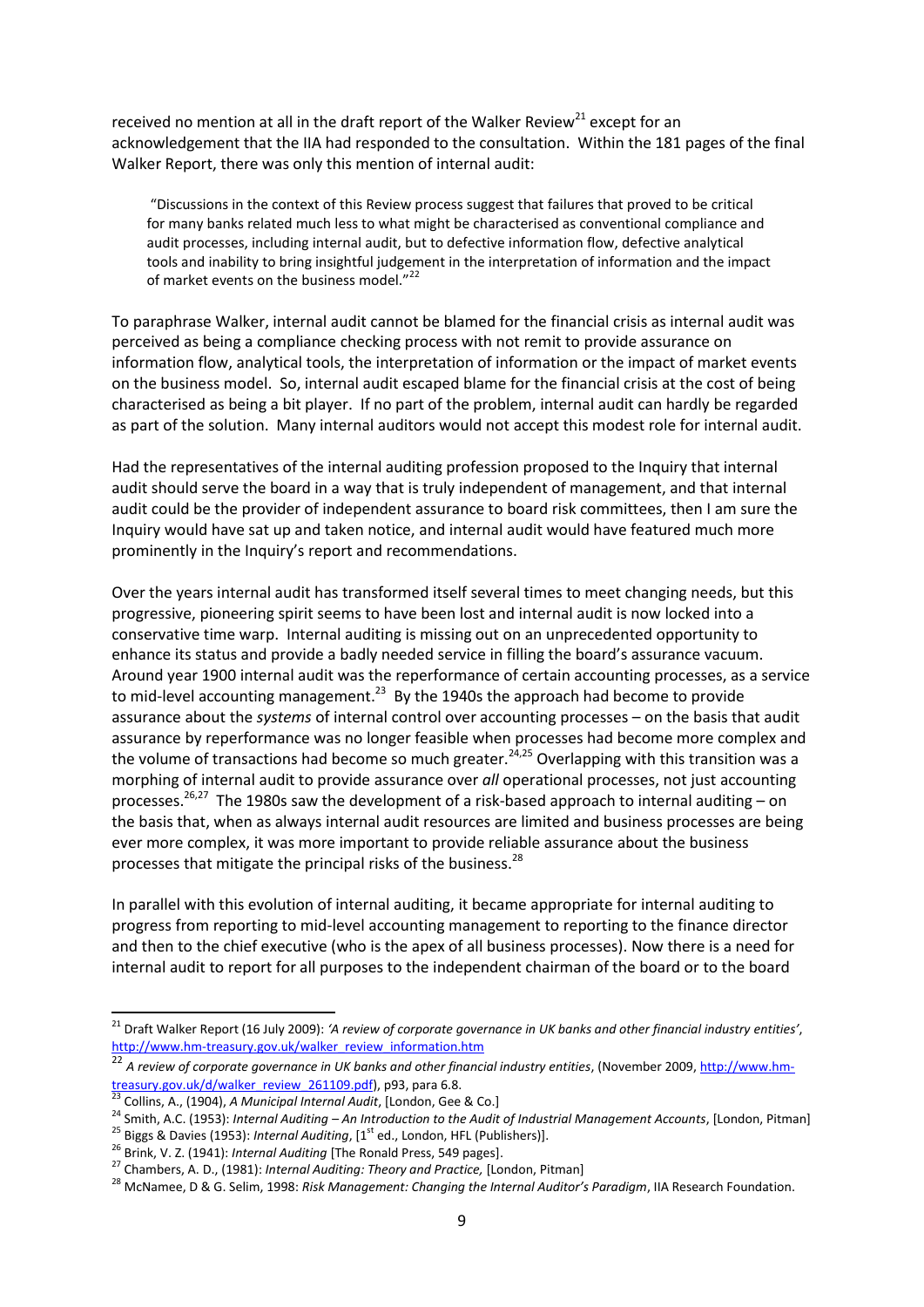received no mention at all in the draft report of the Walker Review[21] except for an acknowledgement that the IIA had responded to the consultation. Within the 181 pages of the final Walker Report, there was only this mention of internal audit:

> "Discussions in the context of this Review process suggest that failures that proved to be critical for many banks related much less to what might be characterised as conventional compliance and audit processes, including internal audit, but to defective information flow, defective analytical tools and inability to bring insightful judgement in the interpretation of information and the impact of market events on the business model."[22]

To paraphrase Walker, internal audit cannot be blamed for the financial crisis as internal audit was perceived as being a compliance checking process with not remit to provide assurance on information flow, analytical tools, the interpretation of information or the impact of market events on the business model. So, internal audit escaped blame for the financial crisis at the cost of being characterised as being a bit player. If no part of the problem, internal audit can hardly be regarded as part of the solution. Many internal auditors would not accept this modest role for internal audit.

Had the representatives of the internal auditing profession proposed to the Inquiry that internal audit should serve the board in a way that is truly independent of management, and that internal audit could be the provider of independent assurance to board risk committees, then I am sure the Inquiry would have sat up and taken notice, and internal audit would have featured much more prominently in the Inquiry's report and recommendations.

Over the years internal audit has transformed itself several times to meet changing needs, but this progressive, pioneering spirit seems to have been lost and internal audit is now locked into a conservative time warp. Internal auditing is missing out on an unprecedented opportunity to enhance its status and provide a badly needed service in filling the board's assurance vacuum. Around year 1900 internal audit was the reperformance of certain accounting processes, as a service to mid-level accounting management.[23] By the 1940s the approach had become to provide assurance about the *systems* of internal control over accounting processes – on the basis that audit assurance by reperformance was no longer feasible when processes had become more complex and the volume of transactions had become so much greater.[24,25] Overlapping with this transition was a morphing of internal audit to provide assurance over *all* operational processes, not just accounting processes.[26,27] The 1980s saw the development of a risk-based approach to internal auditing – on the basis that, when as always internal audit resources are limited and business processes are being ever more complex, it was more important to provide reliable assurance about the business processes that mitigate the principal risks of the business.[28]

In parallel with this evolution of internal auditing, it became appropriate for internal auditing to progress from reporting to mid-level accounting management to reporting to the finance director and then to the chief executive (who is the apex of all business processes). Now there is a need for internal audit to report for all purposes to the independent chairman of the board or to the board

---

[21] Draft Walker Report (16 July 2009): *'A review of corporate governance in UK banks and other financial industry entities'*, http://www.hm-treasury.gov.uk/walker_review_information.htm

[22] *A review of corporate governance in UK banks and other financial industry entities*, (November 2009, http://www.hm-treasury.gov.uk/d/walker_review_261109.pdf), p93, para 6.8.

[23] Collins, A., (1904), *A Municipal Internal Audit*, [London, Gee & Co.]

[24] Smith, A.C. (1953): *Internal Auditing – An Introduction to the Audit of Industrial Management Accounts*, [London, Pitman]

[25] Biggs & Davies (1953): *Internal Auditing*, [1st ed., London, HFL (Publishers)].

[26] Brink, V. Z. (1941): *Internal Auditing* [The Ronald Press, 549 pages].

[27] Chambers, A. D., (1981): *Internal Auditing: Theory and Practice,* [London, Pitman]

[28] McNamee, D & G. Selim, 1998: *Risk Management: Changing the Internal Auditor's Paradigm*, IIA Research Foundation.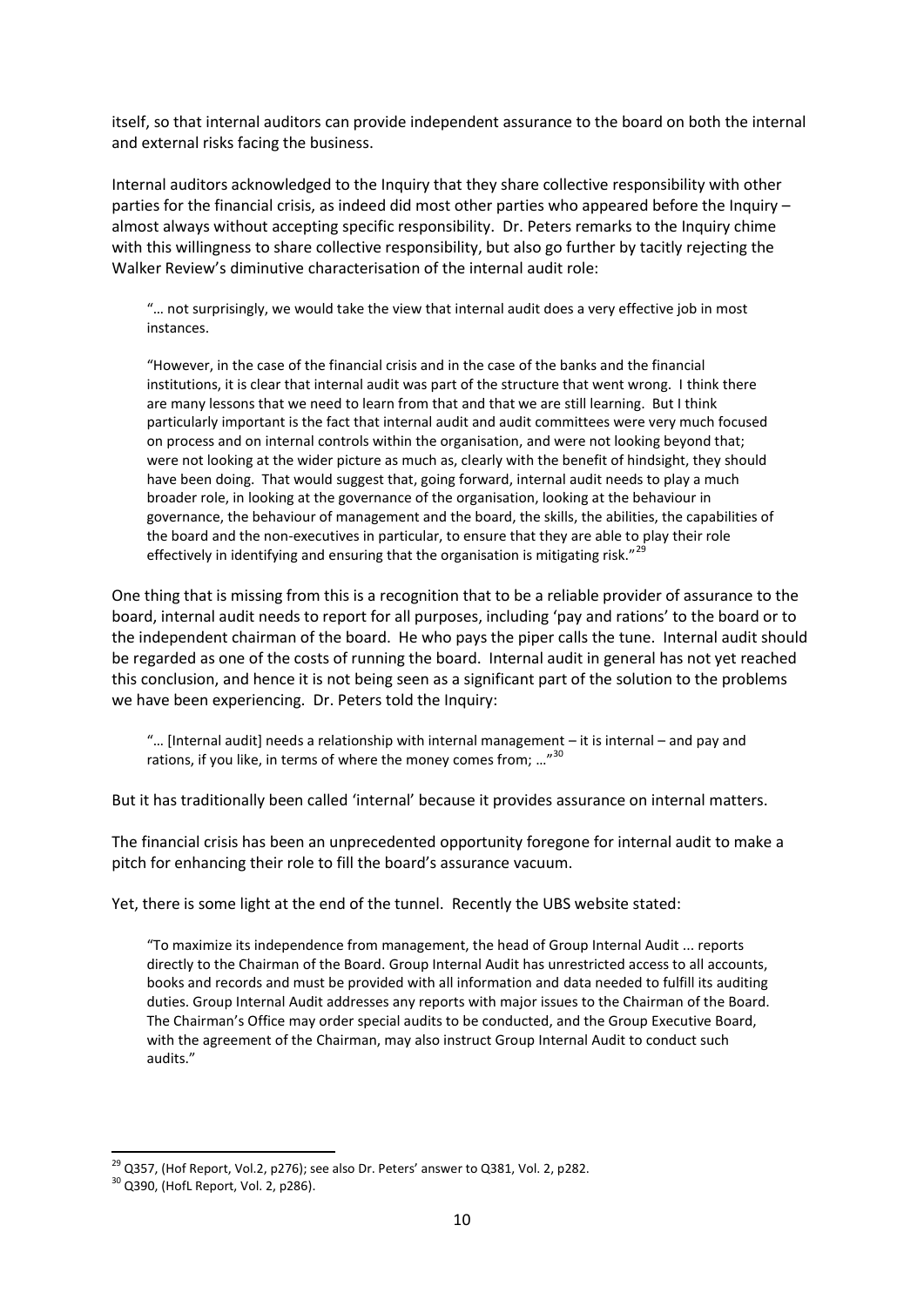itself, so that internal auditors can provide independent assurance to the board on both the internal and external risks facing the business.

Internal auditors acknowledged to the Inquiry that they share collective responsibility with other parties for the financial crisis, as indeed did most other parties who appeared before the Inquiry – almost always without accepting specific responsibility. Dr. Peters remarks to the Inquiry chime with this willingness to share collective responsibility, but also go further by tacitly rejecting the Walker Review's diminutive characterisation of the internal audit role:

> "… not surprisingly, we would take the view that internal audit does a very effective job in most instances.
>
> "However, in the case of the financial crisis and in the case of the banks and the financial institutions, it is clear that internal audit was part of the structure that went wrong. I think there are many lessons that we need to learn from that and that we are still learning. But I think particularly important is the fact that internal audit and audit committees were very much focused on process and on internal controls within the organisation, and were not looking beyond that; were not looking at the wider picture as much as, clearly with the benefit of hindsight, they should have been doing. That would suggest that, going forward, internal audit needs to play a much broader role, in looking at the governance of the organisation, looking at the behaviour in governance, the behaviour of management and the board, the skills, the abilities, the capabilities of the board and the non-executives in particular, to ensure that they are able to play their role effectively in identifying and ensuring that the organisation is mitigating risk."[29]

One thing that is missing from this is a recognition that to be a reliable provider of assurance to the board, internal audit needs to report for all purposes, including 'pay and rations' to the board or to the independent chairman of the board. He who pays the piper calls the tune. Internal audit should be regarded as one of the costs of running the board. Internal audit in general has not yet reached this conclusion, and hence it is not being seen as a significant part of the solution to the problems we have been experiencing. Dr. Peters told the Inquiry:

> "… [Internal audit] needs a relationship with internal management – it is internal – and pay and rations, if you like, in terms of where the money comes from; …"[30]

But it has traditionally been called 'internal' because it provides assurance on internal matters.

The financial crisis has been an unprecedented opportunity foregone for internal audit to make a pitch for enhancing their role to fill the board's assurance vacuum.

Yet, there is some light at the end of the tunnel. Recently the UBS website stated:

> "To maximize its independence from management, the head of Group Internal Audit ... reports directly to the Chairman of the Board. Group Internal Audit has unrestricted access to all accounts, books and records and must be provided with all information and data needed to fulfill its auditing duties. Group Internal Audit addresses any reports with major issues to the Chairman of the Board. The Chairman's Office may order special audits to be conducted, and the Group Executive Board, with the agreement of the Chairman, may also instruct Group Internal Audit to conduct such audits."

---

[29] Q357, (Hof Report, Vol.2, p276); see also Dr. Peters' answer to Q381, Vol. 2, p282.

[30] Q390, (HofL Report, Vol. 2, p286).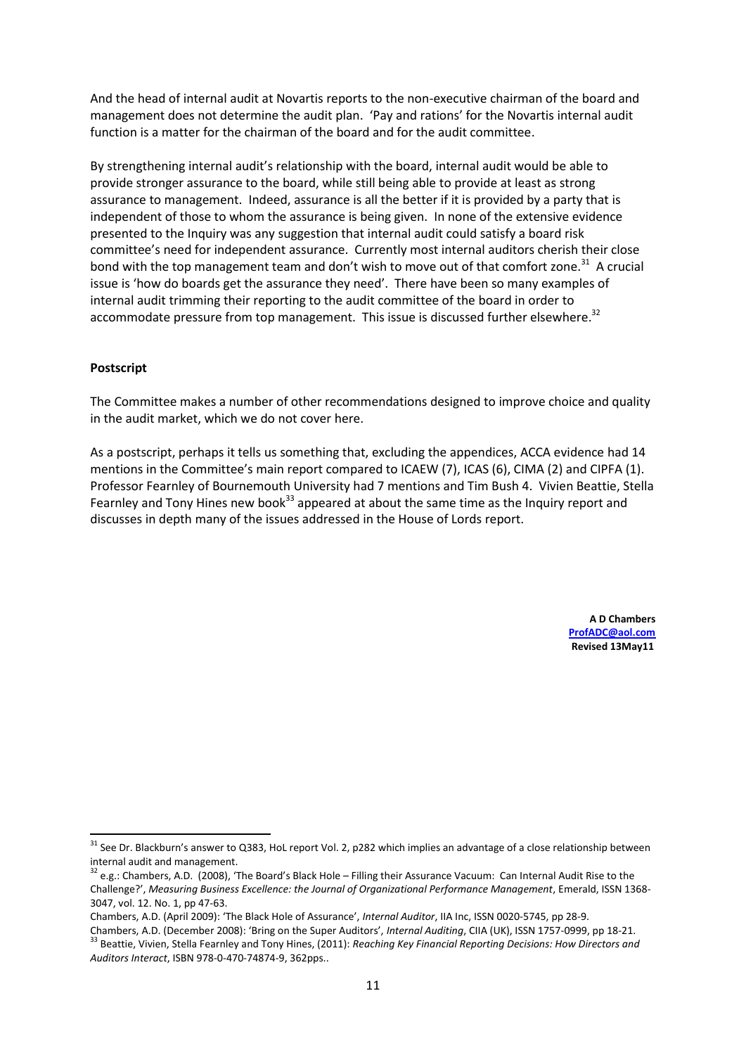And the head of internal audit at Novartis reports to the non-executive chairman of the board and management does not determine the audit plan. 'Pay and rations' for the Novartis internal audit function is a matter for the chairman of the board and for the audit committee.

By strengthening internal audit's relationship with the board, internal audit would be able to provide stronger assurance to the board, while still being able to provide at least as strong assurance to management. Indeed, assurance is all the better if it is provided by a party that is independent of those to whom the assurance is being given. In none of the extensive evidence presented to the Inquiry was any suggestion that internal audit could satisfy a board risk committee's need for independent assurance. Currently most internal auditors cherish their close bond with the top management team and don't wish to move out of that comfort zone.[31] A crucial issue is 'how do boards get the assurance they need'. There have been so many examples of internal audit trimming their reporting to the audit committee of the board in order to accommodate pressure from top management. This issue is discussed further elsewhere.[32]

**Postscript**

The Committee makes a number of other recommendations designed to improve choice and quality in the audit market, which we do not cover here.

As a postscript, perhaps it tells us something that, excluding the appendices, ACCA evidence had 14 mentions in the Committee's main report compared to ICAEW (7), ICAS (6), CIMA (2) and CIPFA (1). Professor Fearnley of Bournemouth University had 7 mentions and Tim Bush 4. Vivien Beattie, Stella Fearnley and Tony Hines new book[33] appeared at about the same time as the Inquiry report and discusses in depth many of the issues addressed in the House of Lords report.

**A D Chambers**
**ProfADC@aol.com**
**Revised 13May11**

---

[31] See Dr. Blackburn's answer to Q383, HoL report Vol. 2, p282 which implies an advantage of a close relationship between internal audit and management.

[32] e.g.: Chambers, A.D. (2008), 'The Board's Black Hole – Filling their Assurance Vacuum: Can Internal Audit Rise to the Challenge?', *Measuring Business Excellence: the Journal of Organizational Performance Management*, Emerald, ISSN 1368-3047, vol. 12. No. 1, pp 47-63.
Chambers, A.D. (April 2009): 'The Black Hole of Assurance', *Internal Auditor*, IIA Inc, ISSN 0020-5745, pp 28-9.
Chambers, A.D. (December 2008): 'Bring on the Super Auditors', *Internal Auditing*, CIIA (UK), ISSN 1757-0999, pp 18-21.

[33] Beattie, Vivien, Stella Fearnley and Tony Hines, (2011): *Reaching Key Financial Reporting Decisions: How Directors and Auditors Interact*, ISBN 978-0-470-74874-9, 362pps..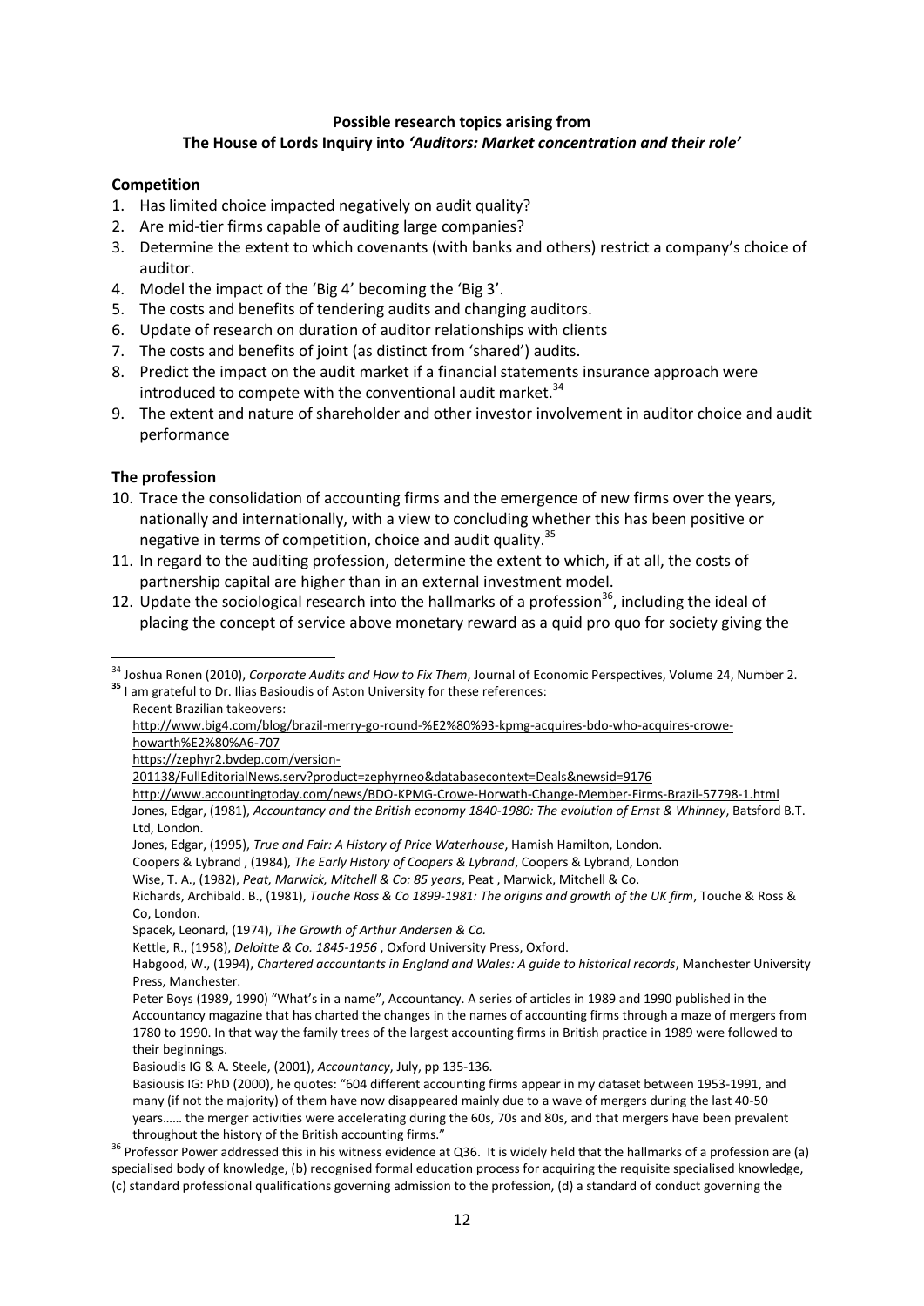**Possible research topics arising from**
**The House of Lords Inquiry into *'Auditors: Market concentration and their role'***

**Competition**

1. Has limited choice impacted negatively on audit quality?
2. Are mid-tier firms capable of auditing large companies?
3. Determine the extent to which covenants (with banks and others) restrict a company's choice of auditor.
4. Model the impact of the 'Big 4' becoming the 'Big 3'.
5. The costs and benefits of tendering audits and changing auditors.
6. Update of research on duration of auditor relationships with clients
7. The costs and benefits of joint (as distinct from 'shared') audits.
8. Predict the impact on the audit market if a financial statements insurance approach were introduced to compete with the conventional audit market.[34]
9. The extent and nature of shareholder and other investor involvement in auditor choice and audit performance

**The profession**

10. Trace the consolidation of accounting firms and the emergence of new firms over the years, nationally and internationally, with a view to concluding whether this has been positive or negative in terms of competition, choice and audit quality.[35]
11. In regard to the auditing profession, determine the extent to which, if at all, the costs of partnership capital are higher than in an external investment model.
12. Update the sociological research into the hallmarks of a profession[36], including the ideal of placing the concept of service above monetary reward as a quid pro quo for society giving the

---

[34] Joshua Ronen (2010), *Corporate Audits and How to Fix Them*, Journal of Economic Perspectives, Volume 24, Number 2.

[35] I am grateful to Dr. Ilias Basioudis of Aston University for these references:

Recent Brazilian takeovers:

http://www.big4.com/blog/brazil-merry-go-round-%E2%80%93-kpmg-acquires-bdo-who-acquires-crowe-howarth%E2%80%A6-707

https://zephyr2.bvdep.com/version-201138/FullEditorialNews.serv?product=zephyrneo&databasecontext=Deals&newsid=9176

http://www.accountingtoday.com/news/BDO-KPMG-Crowe-Horwath-Change-Member-Firms-Brazil-57798-1.html

Jones, Edgar, (1981), *Accountancy and the British economy 1840-1980: The evolution of Ernst & Whinney*, Batsford B.T. Ltd, London.

Jones, Edgar, (1995), *True and Fair: A History of Price Waterhouse*, Hamish Hamilton, London.

Coopers & Lybrand , (1984), *The Early History of Coopers & Lybrand*, Coopers & Lybrand, London

Wise, T. A., (1982), *Peat, Marwick, Mitchell & Co: 85 years*, Peat , Marwick, Mitchell & Co.

Richards, Archibald. B., (1981), *Touche Ross & Co 1899-1981: The origins and growth of the UK firm*, Touche & Ross & Co, London.

Spacek, Leonard, (1974), *The Growth of Arthur Andersen & Co.*

Kettle, R., (1958), *Deloitte & Co. 1845-1956* , Oxford University Press, Oxford.

Habgood, W., (1994), *Chartered accountants in England and Wales: A guide to historical records*, Manchester University Press, Manchester.

Peter Boys (1989, 1990) "What's in a name", Accountancy. A series of articles in 1989 and 1990 published in the Accountancy magazine that has charted the changes in the names of accounting firms through a maze of mergers from 1780 to 1990. In that way the family trees of the largest accounting firms in British practice in 1989 were followed to their beginnings.

Basioudis IG & A. Steele, (2001), *Accountancy*, July, pp 135-136.

Basiousis IG: PhD (2000), he quotes: "604 different accounting firms appear in my dataset between 1953-1991, and many (if not the majority) of them have now disappeared mainly due to a wave of mergers during the last 40-50 years…… the merger activities were accelerating during the 60s, 70s and 80s, and that mergers have been prevalent throughout the history of the British accounting firms."

[36] Professor Power addressed this in his witness evidence at Q36. It is widely held that the hallmarks of a profession are (a) specialised body of knowledge, (b) recognised formal education process for acquiring the requisite specialised knowledge, (c) standard professional qualifications governing admission to the profession, (d) a standard of conduct governing the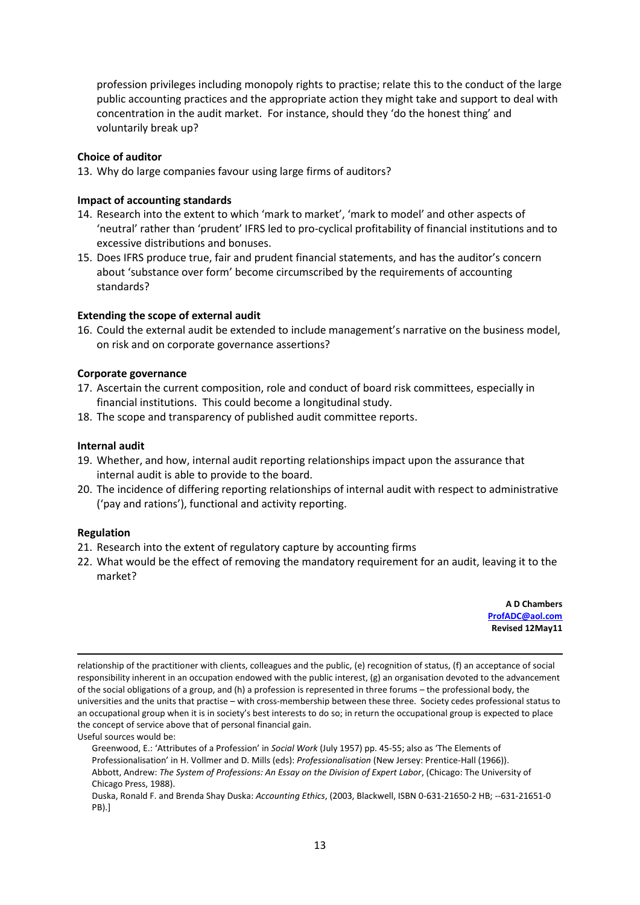profession privileges including monopoly rights to practise; relate this to the conduct of the large public accounting practices and the appropriate action they might take and support to deal with concentration in the audit market. For instance, should they 'do the honest thing' and voluntarily break up?

**Choice of auditor**

13. Why do large companies favour using large firms of auditors?

**Impact of accounting standards**

14. Research into the extent to which 'mark to market', 'mark to model' and other aspects of 'neutral' rather than 'prudent' IFRS led to pro-cyclical profitability of financial institutions and to excessive distributions and bonuses.
15. Does IFRS produce true, fair and prudent financial statements, and has the auditor's concern about 'substance over form' become circumscribed by the requirements of accounting standards?

**Extending the scope of external audit**

16. Could the external audit be extended to include management's narrative on the business model, on risk and on corporate governance assertions?

**Corporate governance**

17. Ascertain the current composition, role and conduct of board risk committees, especially in financial institutions. This could become a longitudinal study.
18. The scope and transparency of published audit committee reports.

**Internal audit**

19. Whether, and how, internal audit reporting relationships impact upon the assurance that internal audit is able to provide to the board.
20. The incidence of differing reporting relationships of internal audit with respect to administrative ('pay and rations'), functional and activity reporting.

**Regulation**

21. Research into the extent of regulatory capture by accounting firms
22. What would be the effect of removing the mandatory requirement for an audit, leaving it to the market?

**A D Chambers**
**ProfADC@aol.com**
**Revised 12May11**

---

relationship of the practitioner with clients, colleagues and the public, (e) recognition of status, (f) an acceptance of social responsibility inherent in an occupation endowed with the public interest, (g) an organisation devoted to the advancement of the social obligations of a group, and (h) a profession is represented in three forums – the professional body, the universities and the units that practise – with cross-membership between these three. Society cedes professional status to an occupational group when it is in society's best interests to do so; in return the occupational group is expected to place the concept of service above that of personal financial gain.

Useful sources would be:

Greenwood, E.: 'Attributes of a Profession' in *Social Work* (July 1957) pp. 45-55; also as 'The Elements of Professionalisation' in H. Vollmer and D. Mills (eds): *Professionalisation* (New Jersey: Prentice-Hall (1966)).

Abbott, Andrew: *The System of Professions: An Essay on the Division of Expert Labor*, (Chicago: The University of Chicago Press, 1988).

Duska, Ronald F. and Brenda Shay Duska: *Accounting Ethics*, (2003, Blackwell, ISBN 0-631-21650-2 HB; --631-21651-0 PB).]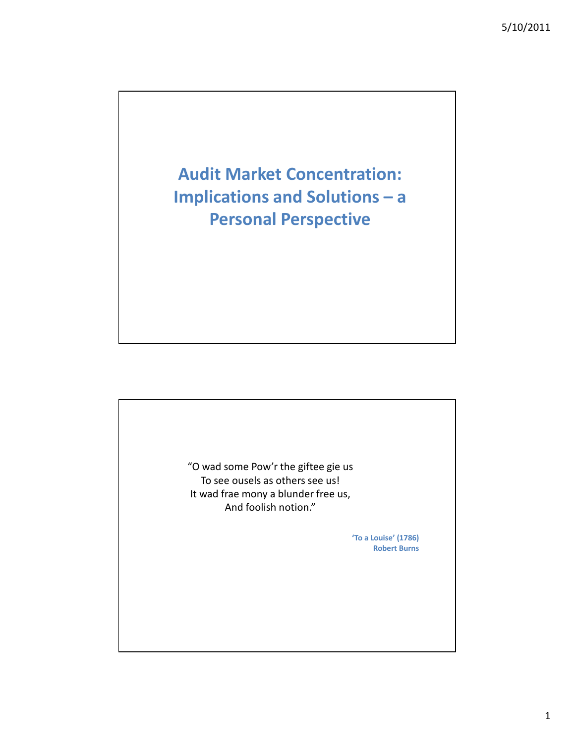# Audit Market Concentration: Implications and Solutions – a Personal Perspective

---

"O wad some Pow'r the giftee gie us
To see ousels as others see us!
It wad frae mony a blunder free us,
And foolish notion."

**'To a Louise' (1786)**
**Robert Burns**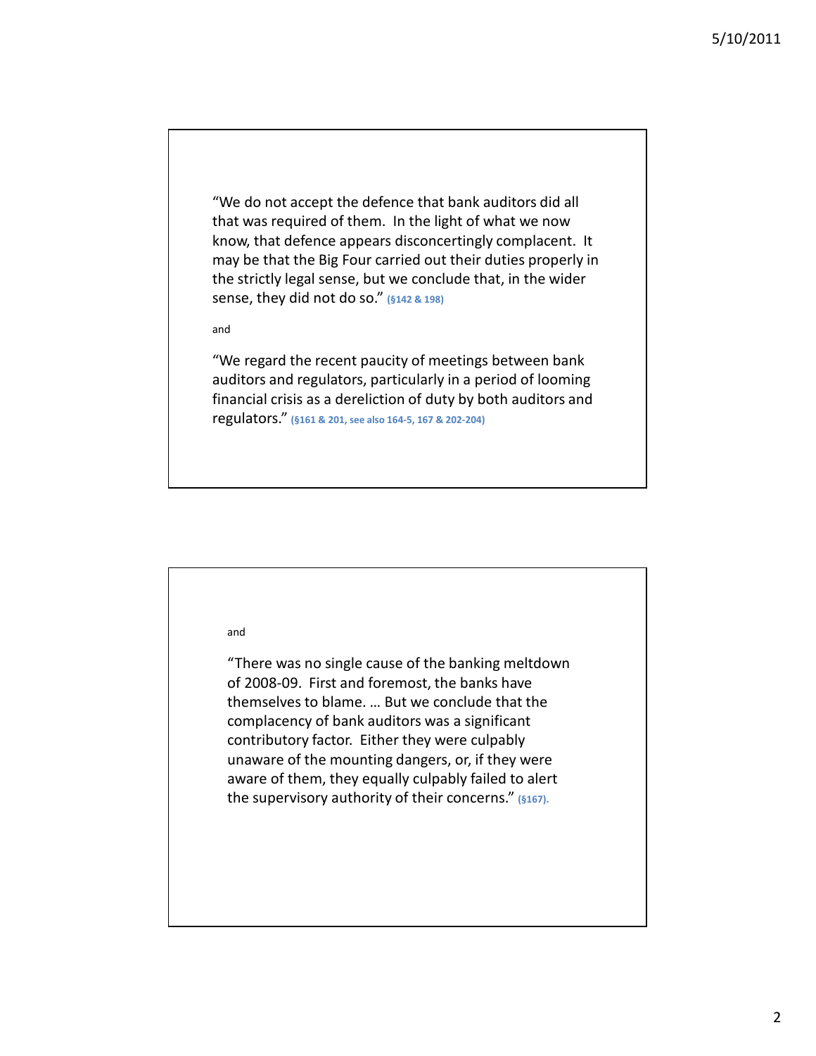"We do not accept the defence that bank auditors did all that was required of them. In the light of what we now know, that defence appears disconcertingly complacent. It may be that the Big Four carried out their duties properly in the strictly legal sense, but we conclude that, in the wider sense, they did not do so." (§142 & 198)

and

"We regard the recent paucity of meetings between bank auditors and regulators, particularly in a period of looming financial crisis as a dereliction of duty by both auditors and regulators." (§161 & 201, see also 164-5, 167 & 202-204)

and

"There was no single cause of the banking meltdown of 2008-09. First and foremost, the banks have themselves to blame. … But we conclude that the complacency of bank auditors was a significant contributory factor. Either they were culpably unaware of the mounting dangers, or, if they were aware of them, they equally culpably failed to alert the supervisory authority of their concerns." (§167).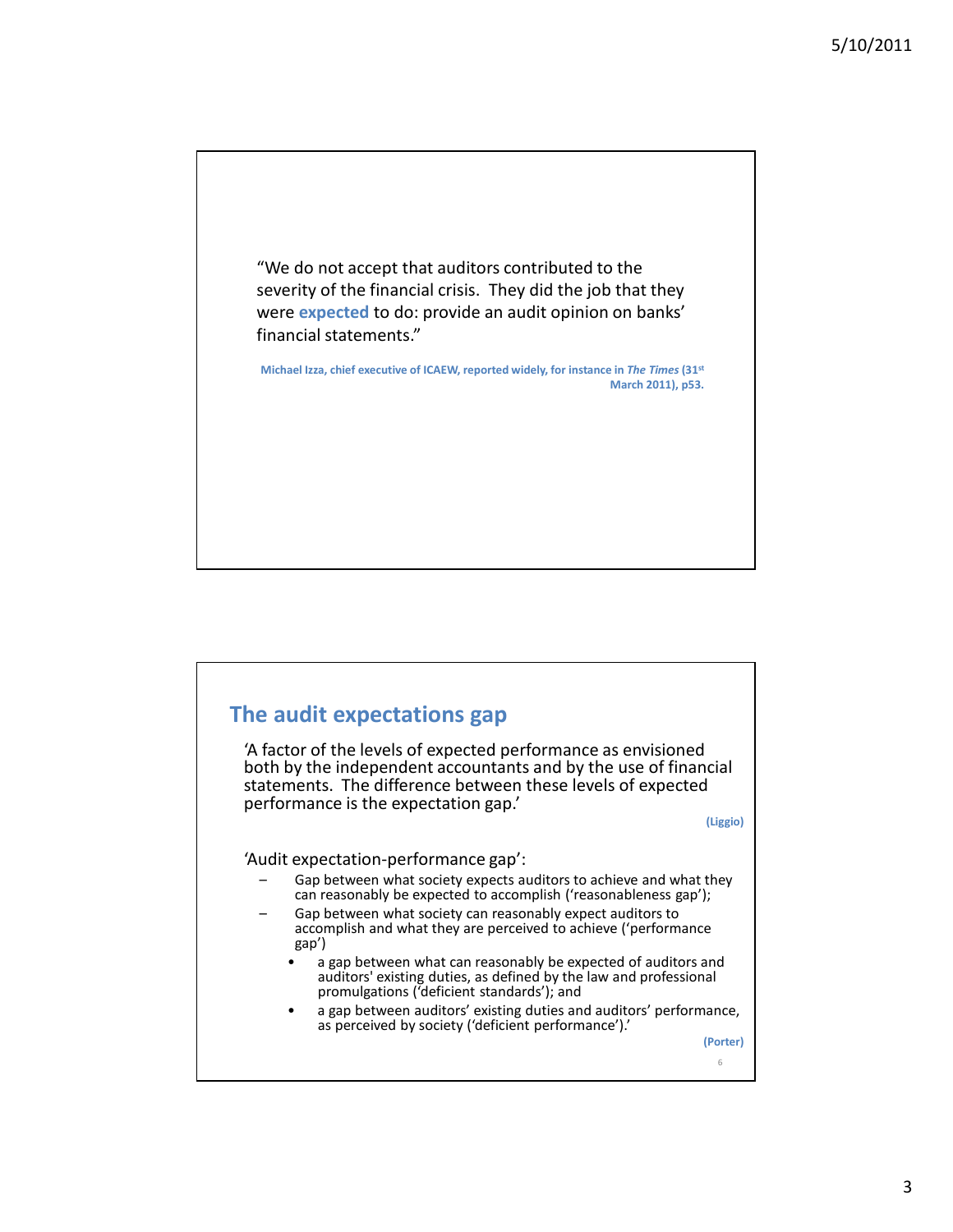“We do not accept that auditors contributed to the severity of the financial crisis. They did the job that they were **expected** to do: provide an audit opinion on banks' financial statements.”

**Michael Izza, chief executive of ICAEW, reported widely, for instance in *The Times* (31st March 2011), p53.**

## The audit expectations gap

‘A factor of the levels of expected performance as envisioned both by the independent accountants and by the use of financial statements. The difference between these levels of expected performance is the expectation gap.’

**(Liggio)**

‘Audit expectation-performance gap’:

- Gap between what society expects auditors to achieve and what they can reasonably be expected to accomplish (‘reasonableness gap’);
- Gap between what society can reasonably expect auditors to accomplish and what they are perceived to achieve (‘performance gap’)
  - a gap between what can reasonably be expected of auditors and auditors' existing duties, as defined by the law and professional promulgations (‘deficient standards’); and
  - a gap between auditors’ existing duties and auditors’ performance, as perceived by society (‘deficient performance’).’

**(Porter)**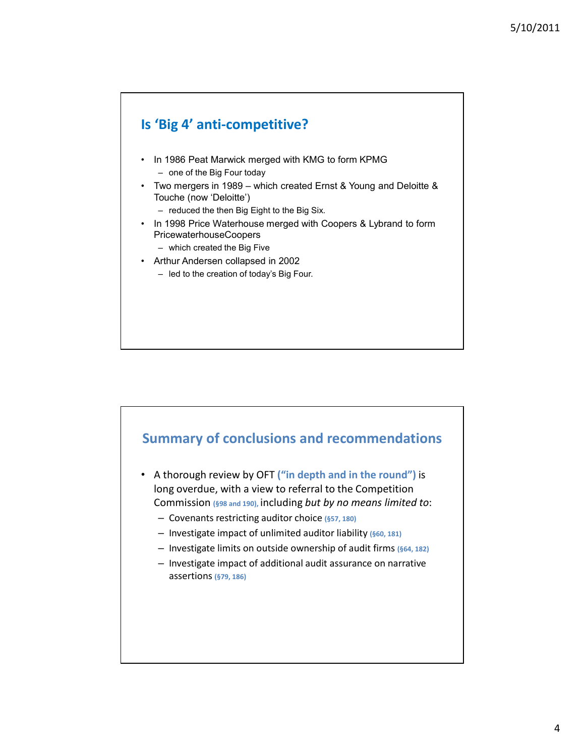## Is 'Big 4' anti-competitive?

- In 1986 Peat Marwick merged with KMG to form KPMG
  - one of the Big Four today
- Two mergers in 1989 – which created Ernst & Young and Deloitte & Touche (now 'Deloitte')
  - reduced the then Big Eight to the Big Six.
- In 1998 Price Waterhouse merged with Coopers & Lybrand to form PricewaterhouseCoopers
  - which created the Big Five
- Arthur Andersen collapsed in 2002
  - led to the creation of today's Big Four.

## Summary of conclusions and recommendations

- A thorough review by OFT **("in depth and in the round")** is long overdue, with a view to referral to the Competition Commission **(§98 and 190),** including *but by no means limited to*:
  - Covenants restricting auditor choice **(§57, 180)**
  - Investigate impact of unlimited auditor liability **(§60, 181)**
  - Investigate limits on outside ownership of audit firms **(§64, 182)**
  - Investigate impact of additional audit assurance on narrative assertions **(§79, 186)**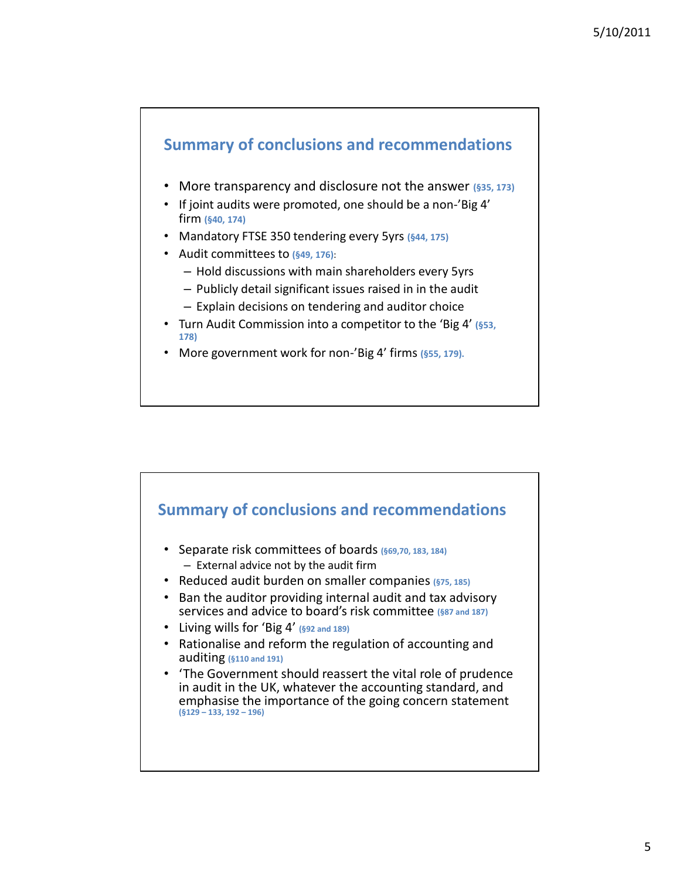## Summary of conclusions and recommendations

- More transparency and disclosure not the answer (§35, 173)
- If joint audits were promoted, one should be a non-'Big 4' firm (§40, 174)
- Mandatory FTSE 350 tendering every 5yrs (§44, 175)
- Audit committees to (§49, 176):
  - Hold discussions with main shareholders every 5yrs
  - Publicly detail significant issues raised in in the audit
  - Explain decisions on tendering and auditor choice
- Turn Audit Commission into a competitor to the 'Big 4' (§53, 178)
- More government work for non-'Big 4' firms (§55, 179).

## Summary of conclusions and recommendations

- Separate risk committees of boards (§69,70, 183, 184)
  - External advice not by the audit firm
- Reduced audit burden on smaller companies (§75, 185)
- Ban the auditor providing internal audit and tax advisory services and advice to board's risk committee (§87 and 187)
- Living wills for 'Big 4' (§92 and 189)
- Rationalise and reform the regulation of accounting and auditing (§110 and 191)
- 'The Government should reassert the vital role of prudence in audit in the UK, whatever the accounting standard, and emphasise the importance of the going concern statement (§129 – 133, 192 – 196)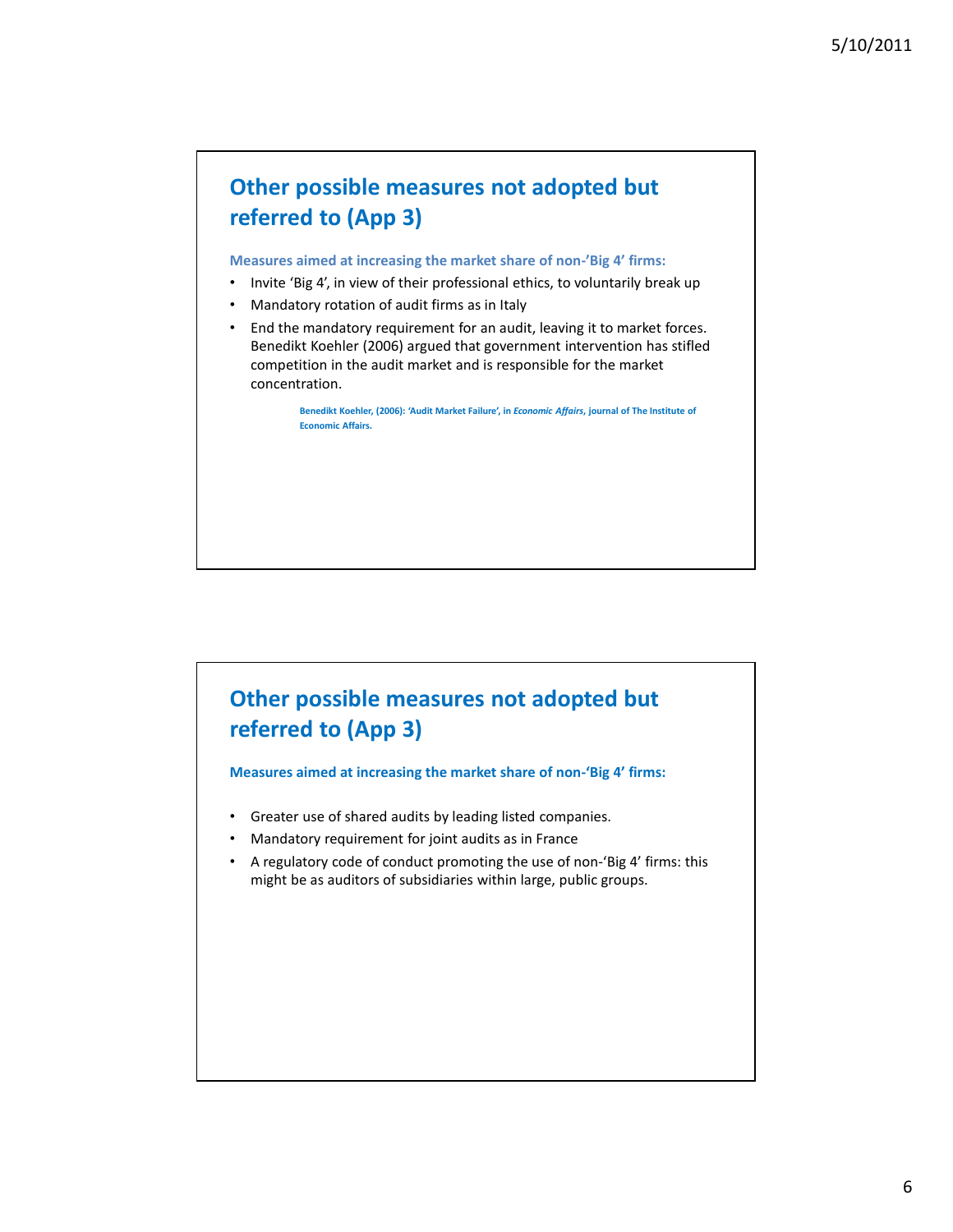## Other possible measures not adopted but referred to (App 3)

**Measures aimed at increasing the market share of non-'Big 4' firms:**

- Invite 'Big 4', in view of their professional ethics, to voluntarily break up
- Mandatory rotation of audit firms as in Italy
- End the mandatory requirement for an audit, leaving it to market forces. Benedikt Koehler (2006) argued that government intervention has stifled competition in the audit market and is responsible for the market concentration.

**Benedikt Koehler, (2006): 'Audit Market Failure', in *Economic Affairs*, journal of The Institute of Economic Affairs.**

## Other possible measures not adopted but referred to (App 3)

**Measures aimed at increasing the market share of non-'Big 4' firms:**

- Greater use of shared audits by leading listed companies.
- Mandatory requirement for joint audits as in France
- A regulatory code of conduct promoting the use of non-'Big 4' firms: this might be as auditors of subsidiaries within large, public groups.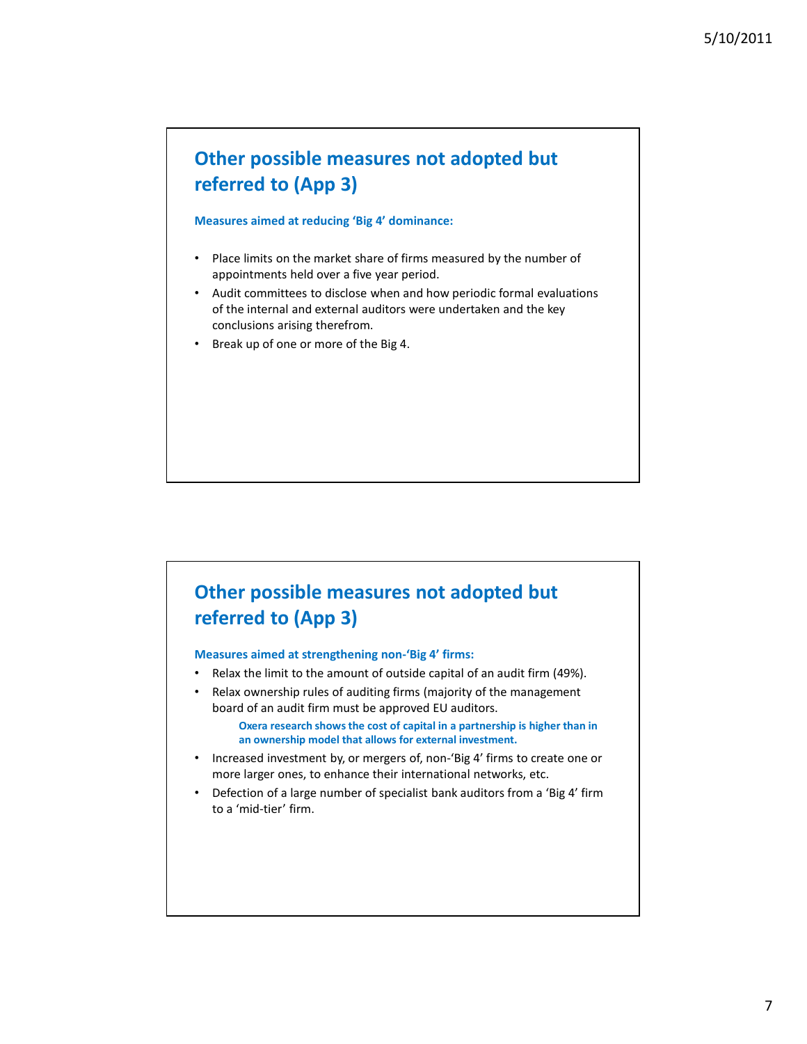## Other possible measures not adopted but referred to (App 3)

**Measures aimed at reducing 'Big 4' dominance:**

- Place limits on the market share of firms measured by the number of appointments held over a five year period.
- Audit committees to disclose when and how periodic formal evaluations of the internal and external auditors were undertaken and the key conclusions arising therefrom.
- Break up of one or more of the Big 4.

## Other possible measures not adopted but referred to (App 3)

**Measures aimed at strengthening non-'Big 4' firms:**

- Relax the limit to the amount of outside capital of an audit firm (49%).
- Relax ownership rules of auditing firms (majority of the management board of an audit firm must be approved EU auditors.
  - **Oxera research shows the cost of capital in a partnership is higher than in an ownership model that allows for external investment.**
- Increased investment by, or mergers of, non-'Big 4' firms to create one or more larger ones, to enhance their international networks, etc.
- Defection of a large number of specialist bank auditors from a 'Big 4' firm to a 'mid-tier' firm.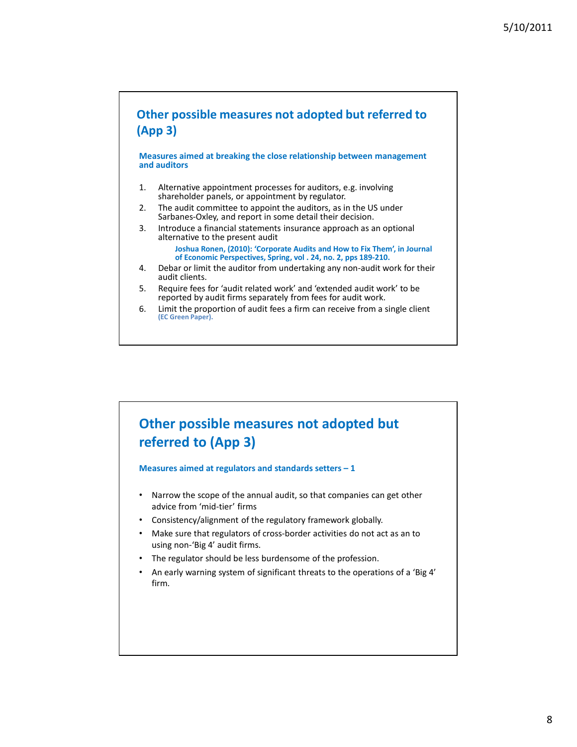## Other possible measures not adopted but referred to (App 3)

**Measures aimed at breaking the close relationship between management and auditors**

1. Alternative appointment processes for auditors, e.g. involving shareholder panels, or appointment by regulator.
2. The audit committee to appoint the auditors, as in the US under Sarbanes-Oxley, and report in some detail their decision.
3. Introduce a financial statements insurance approach as an optional alternative to the present audit

   **Joshua Ronen, (2010): 'Corporate Audits and How to Fix Them', in Journal of Economic Perspectives, Spring, vol . 24, no. 2, pps 189-210.**

4. Debar or limit the auditor from undertaking any non-audit work for their audit clients.
5. Require fees for 'audit related work' and 'extended audit work' to be reported by audit firms separately from fees for audit work.
6. Limit the proportion of audit fees a firm can receive from a single client **(EC Green Paper).**

## Other possible measures not adopted but referred to (App 3)

**Measures aimed at regulators and standards setters – 1**

- Narrow the scope of the annual audit, so that companies can get other advice from 'mid-tier' firms
- Consistency/alignment of the regulatory framework globally.
- Make sure that regulators of cross-border activities do not act as an to using non-'Big 4' audit firms.
- The regulator should be less burdensome of the profession.
- An early warning system of significant threats to the operations of a 'Big 4' firm.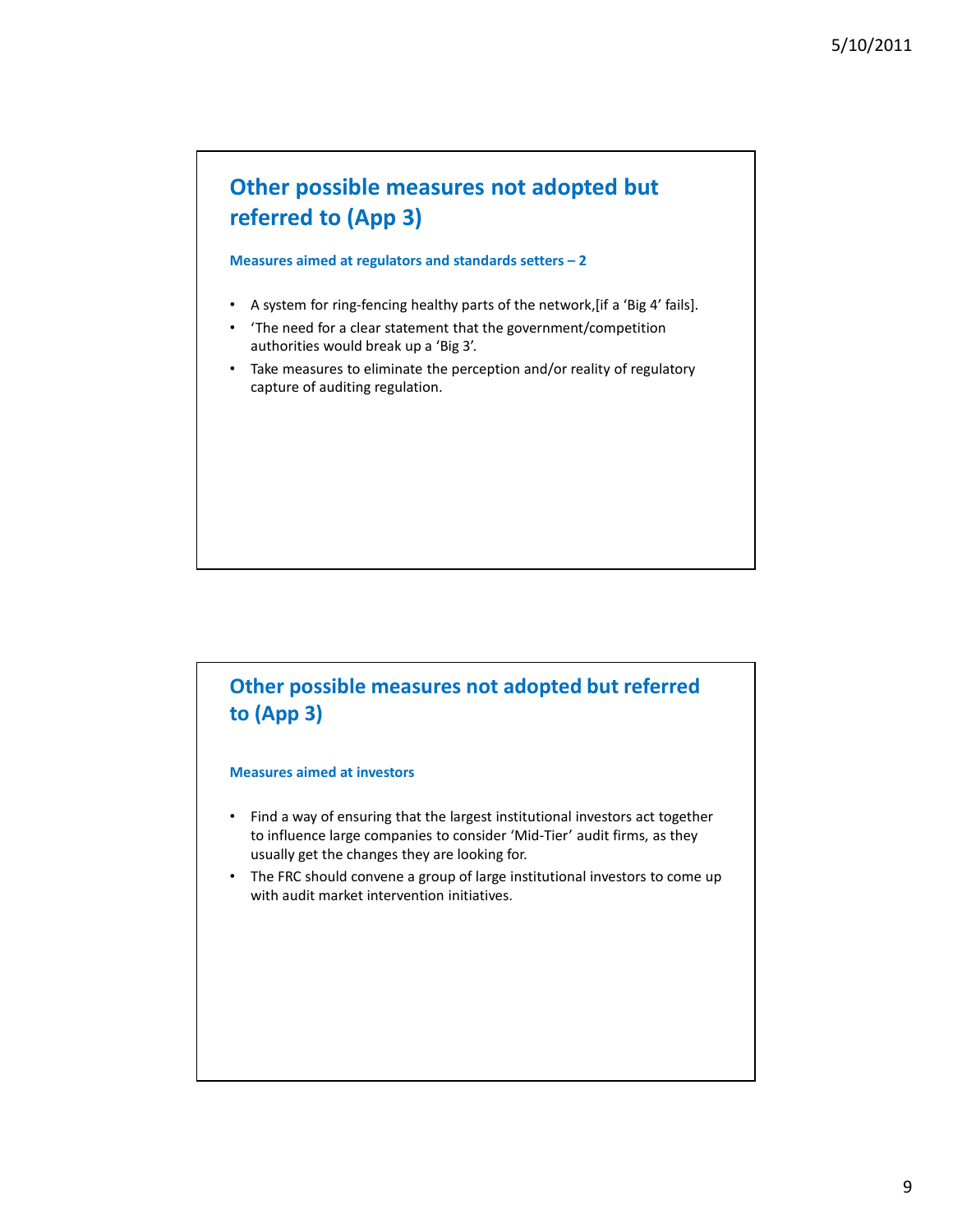## Other possible measures not adopted but referred to (App 3)

**Measures aimed at regulators and standards setters – 2**

- A system for ring-fencing healthy parts of the network,[if a 'Big 4' fails].
- 'The need for a clear statement that the government/competition authorities would break up a 'Big 3'.
- Take measures to eliminate the perception and/or reality of regulatory capture of auditing regulation.

## Other possible measures not adopted but referred to (App 3)

**Measures aimed at investors**

- Find a way of ensuring that the largest institutional investors act together to influence large companies to consider 'Mid-Tier' audit firms, as they usually get the changes they are looking for.
- The FRC should convene a group of large institutional investors to come up with audit market intervention initiatives.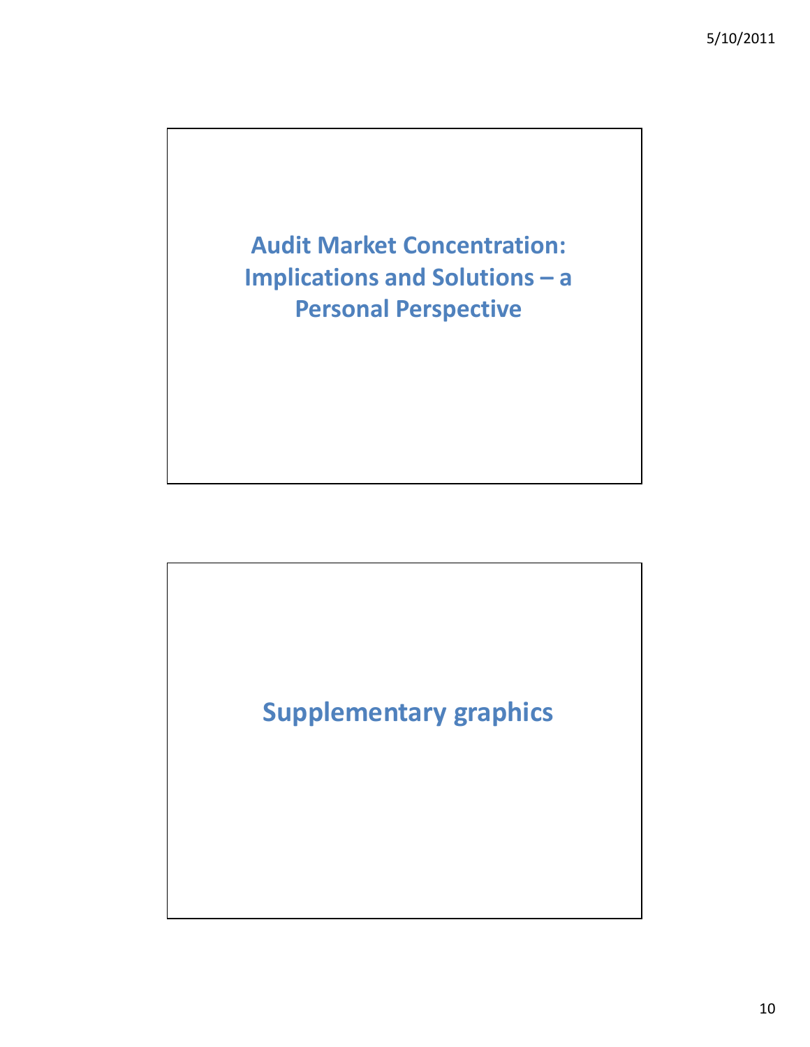## Audit Market Concentration: Implications and Solutions – a Personal Perspective

## Supplementary graphics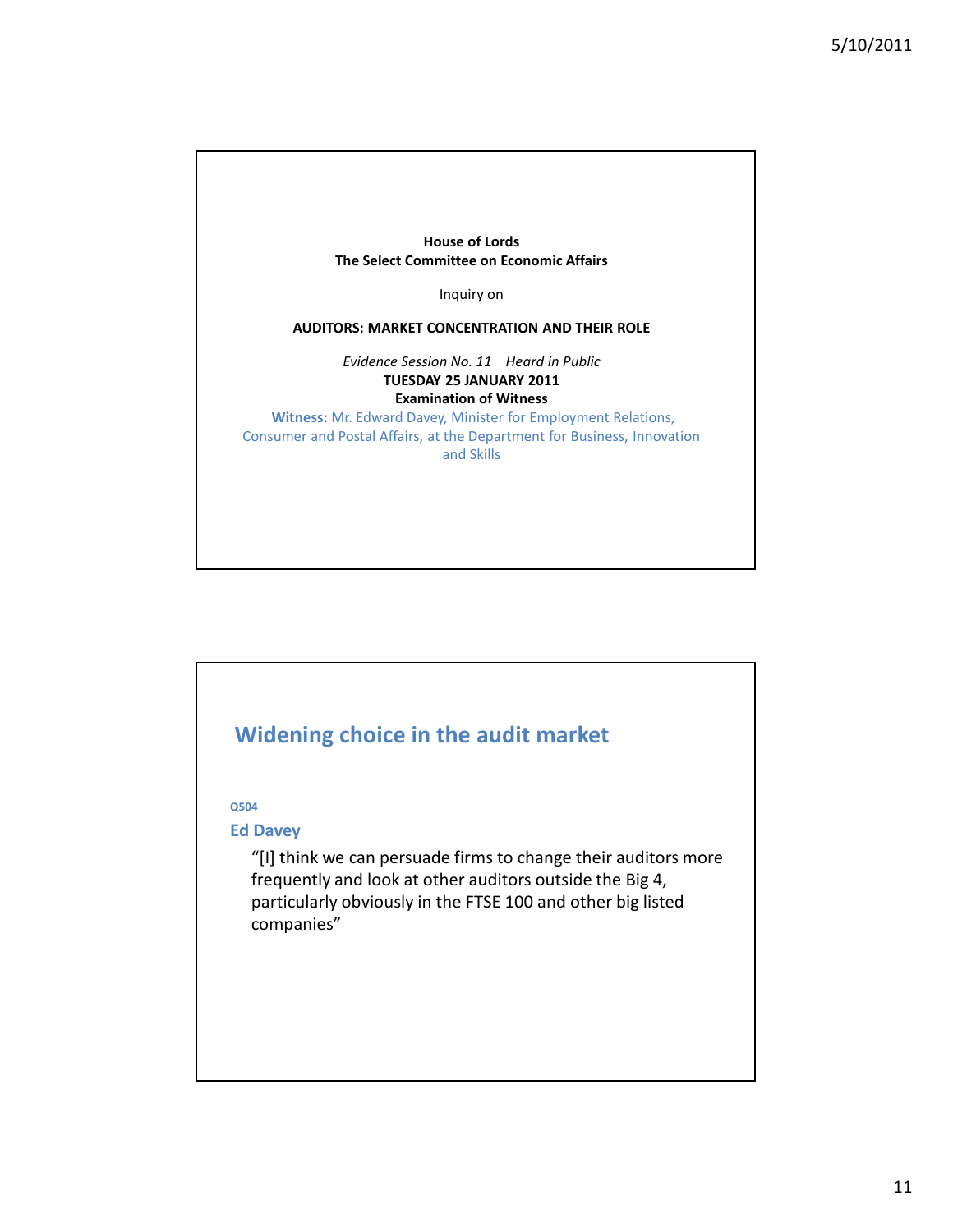**House of Lords**
**The Select Committee on Economic Affairs**

Inquiry on

**AUDITORS: MARKET CONCENTRATION AND THEIR ROLE**

*Evidence Session No. 11    Heard in Public*
**TUESDAY 25 JANUARY 2011**
**Examination of Witness**

**Witness:** Mr. Edward Davey, Minister for Employment Relations, Consumer and Postal Affairs, at the Department for Business, Innovation and Skills

## Widening choice in the audit market

**Q504**

**Ed Davey**

"[I] think we can persuade firms to change their auditors more frequently and look at other auditors outside the Big 4, particularly obviously in the FTSE 100 and other big listed companies"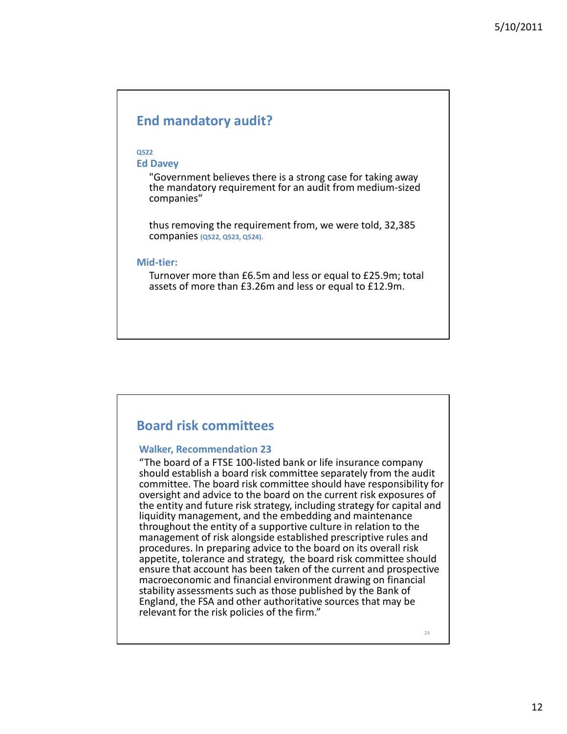## End mandatory audit?

Q522

**Ed Davey**

"Government believes there is a strong case for taking away the mandatory requirement for an audit from medium-sized companies"

thus removing the requirement from, we were told, 32,385 companies (Q522, Q523, Q524).

**Mid-tier:**

Turnover more than £6.5m and less or equal to £25.9m; total assets of more than £3.26m and less or equal to £12.9m.

## Board risk committees

**Walker, Recommendation 23**

"The board of a FTSE 100-listed bank or life insurance company should establish a board risk committee separately from the audit committee. The board risk committee should have responsibility for oversight and advice to the board on the current risk exposures of the entity and future risk strategy, including strategy for capital and liquidity management, and the embedding and maintenance throughout the entity of a supportive culture in relation to the management of risk alongside established prescriptive rules and procedures. In preparing advice to the board on its overall risk appetite, tolerance and strategy, the board risk committee should ensure that account has been taken of the current and prospective macroeconomic and financial environment drawing on financial stability assessments such as those published by the Bank of England, the FSA and other authoritative sources that may be relevant for the risk policies of the firm."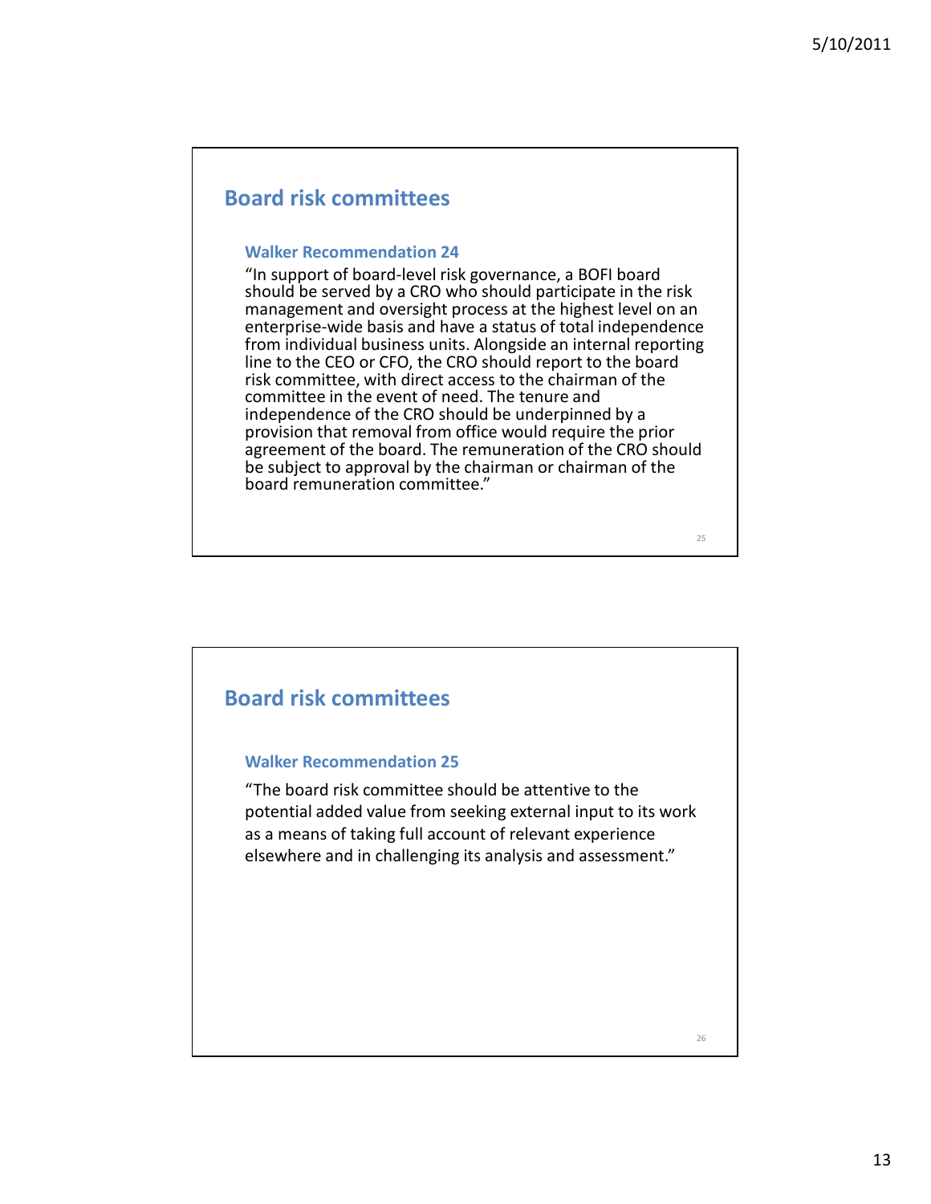## Board risk committees

### Walker Recommendation 24

"In support of board-level risk governance, a BOFI board should be served by a CRO who should participate in the risk management and oversight process at the highest level on an enterprise-wide basis and have a status of total independence from individual business units. Alongside an internal reporting line to the CEO or CFO, the CRO should report to the board risk committee, with direct access to the chairman of the committee in the event of need. The tenure and independence of the CRO should be underpinned by a provision that removal from office would require the prior agreement of the board. The remuneration of the CRO should be subject to approval by the chairman or chairman of the board remuneration committee."

## Board risk committees

### Walker Recommendation 25

"The board risk committee should be attentive to the potential added value from seeking external input to its work as a means of taking full account of relevant experience elsewhere and in challenging its analysis and assessment."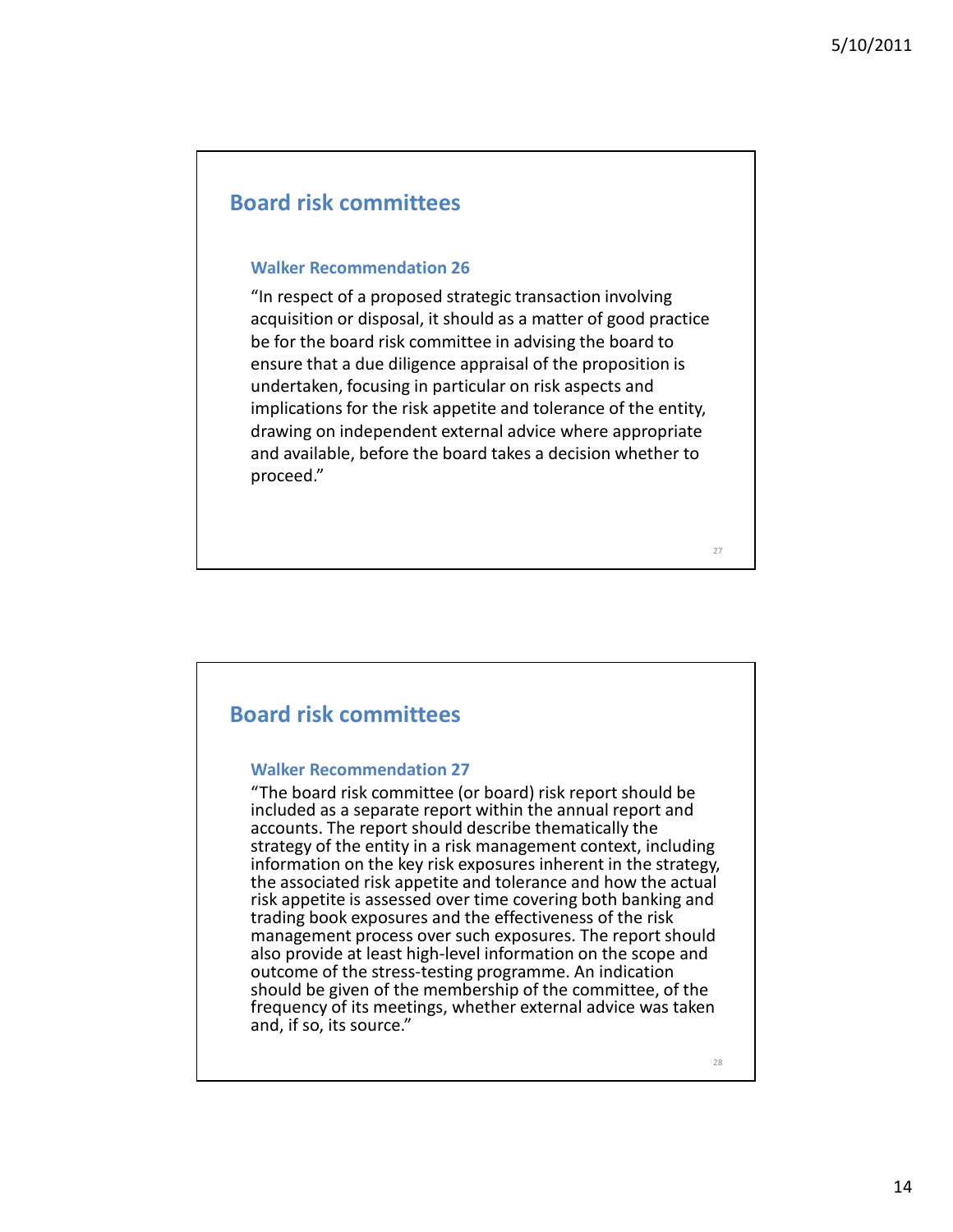## Board risk committees

### Walker Recommendation 26

"In respect of a proposed strategic transaction involving acquisition or disposal, it should as a matter of good practice be for the board risk committee in advising the board to ensure that a due diligence appraisal of the proposition is undertaken, focusing in particular on risk aspects and implications for the risk appetite and tolerance of the entity, drawing on independent external advice where appropriate and available, before the board takes a decision whether to proceed."

## Board risk committees

### Walker Recommendation 27

"The board risk committee (or board) risk report should be included as a separate report within the annual report and accounts. The report should describe thematically the strategy of the entity in a risk management context, including information on the key risk exposures inherent in the strategy, the associated risk appetite and tolerance and how the actual risk appetite is assessed over time covering both banking and trading book exposures and the effectiveness of the risk management process over such exposures. The report should also provide at least high-level information on the scope and outcome of the stress-testing programme. An indication should be given of the membership of the committee, of the frequency of its meetings, whether external advice was taken and, if so, its source."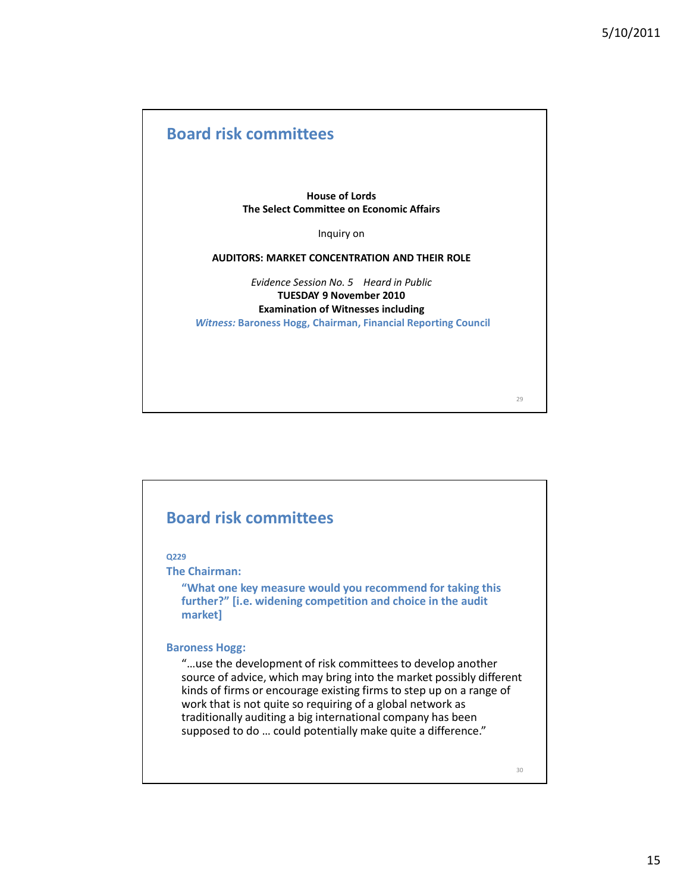## Board risk committees

**House of Lords**
**The Select Committee on Economic Affairs**

Inquiry on

**AUDITORS: MARKET CONCENTRATION AND THEIR ROLE**

*Evidence Session No. 5 Heard in Public*
**TUESDAY 9 November 2010**
**Examination of Witnesses including**
***Witness:* Baroness Hogg, Chairman, Financial Reporting Council**

## Board risk committees

**Q229**

**The Chairman:**

> **"What one key measure would you recommend for taking this further?" [i.e. widening competition and choice in the audit market]**

**Baroness Hogg:**

> "…use the development of risk committees to develop another source of advice, which may bring into the market possibly different kinds of firms or encourage existing firms to step up on a range of work that is not quite so requiring of a global network as traditionally auditing a big international company has been supposed to do … could potentially make quite a difference."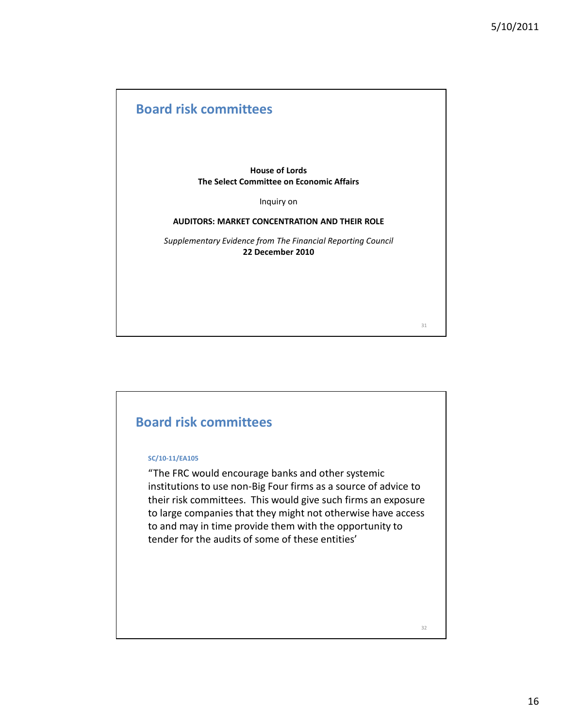## Board risk committees

**House of Lords**
**The Select Committee on Economic Affairs**

Inquiry on

**AUDITORS: MARKET CONCENTRATION AND THEIR ROLE**

*Supplementary Evidence from The Financial Reporting Council*
**22 December 2010**

## Board risk committees

**SC/10-11/EA105**

"The FRC would encourage banks and other systemic institutions to use non-Big Four firms as a source of advice to their risk committees. This would give such firms an exposure to large companies that they might not otherwise have access to and may in time provide them with the opportunity to tender for the audits of some of these entities'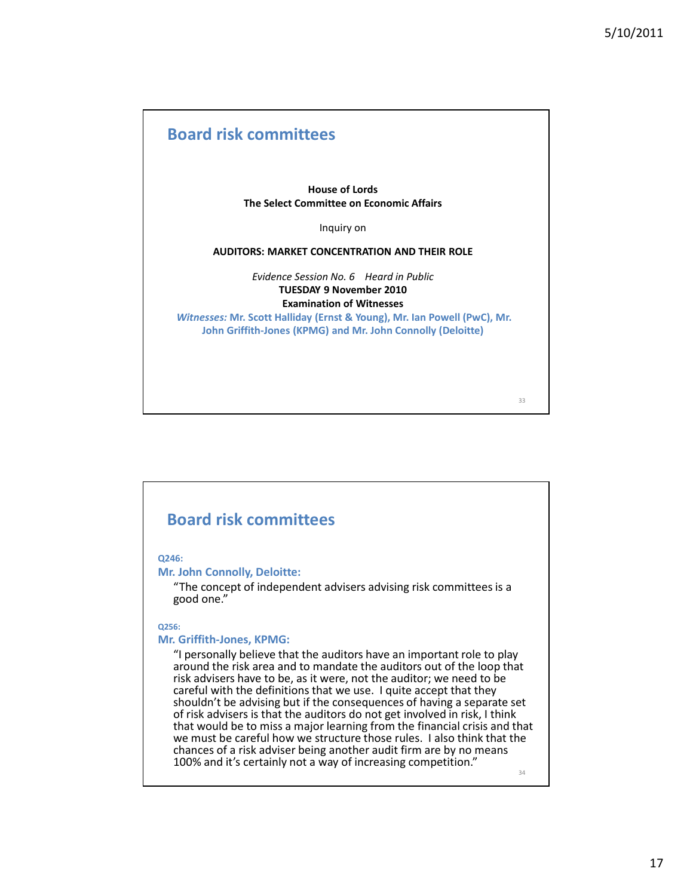## Board risk committees

**House of Lords**
**The Select Committee on Economic Affairs**

Inquiry on

**AUDITORS: MARKET CONCENTRATION AND THEIR ROLE**

*Evidence Session No. 6 Heard in Public*
**TUESDAY 9 November 2010**
**Examination of Witnesses**
***Witnesses:*** **Mr. Scott Halliday (Ernst & Young), Mr. Ian Powell (PwC), Mr. John Griffith-Jones (KPMG) and Mr. John Connolly (Deloitte)**

## Board risk committees

**Q246:**
**Mr. John Connolly, Deloitte:**

"The concept of independent advisers advising risk committees is a good one."

**Q256:**
**Mr. Griffith-Jones, KPMG:**

"I personally believe that the auditors have an important role to play around the risk area and to mandate the auditors out of the loop that risk advisers have to be, as it were, not the auditor; we need to be careful with the definitions that we use. I quite accept that they shouldn't be advising but if the consequences of having a separate set of risk advisers is that the auditors do not get involved in risk, I think that would be to miss a major learning from the financial crisis and that we must be careful how we structure those rules. I also think that the chances of a risk adviser being another audit firm are by no means 100% and it's certainly not a way of increasing competition."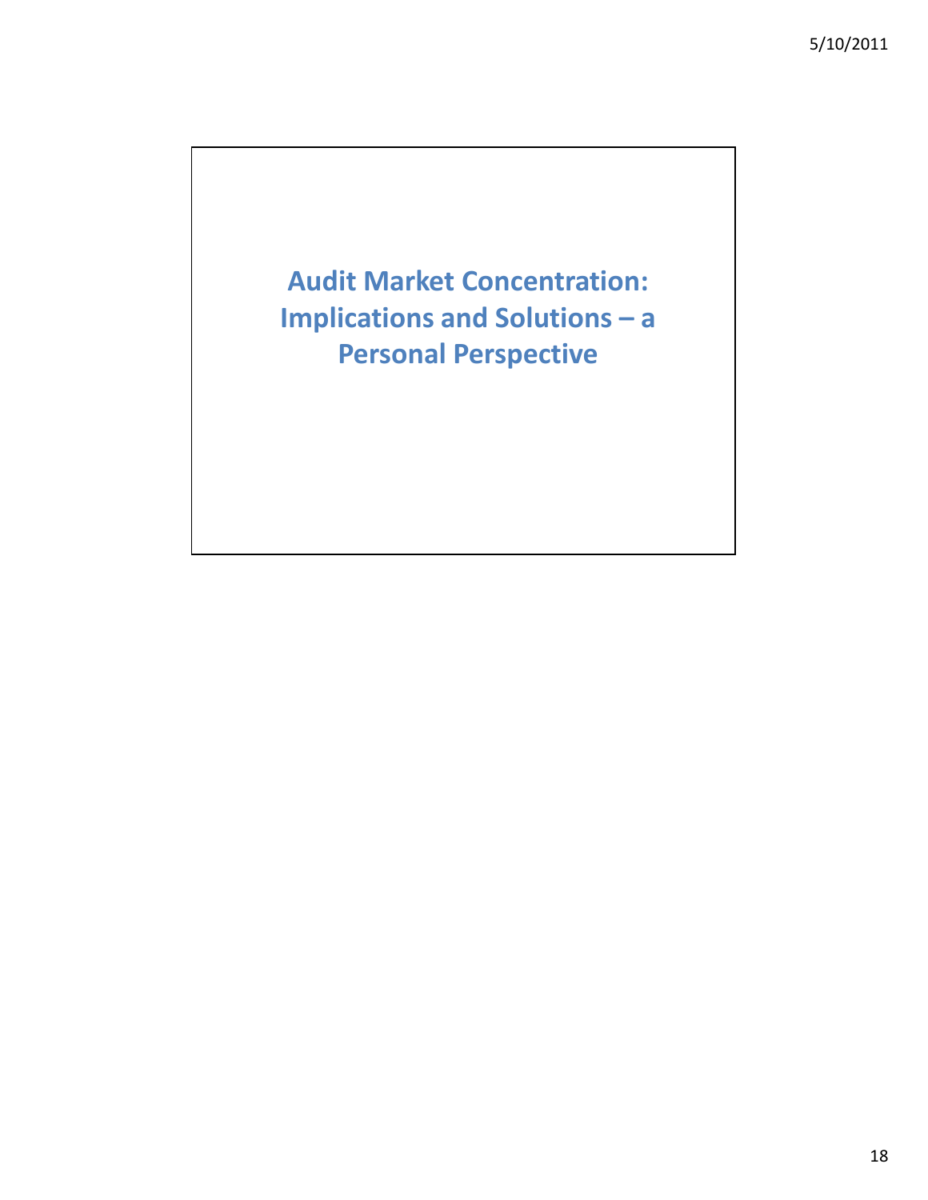# Audit Market Concentration: Implications and Solutions – a Personal Perspective